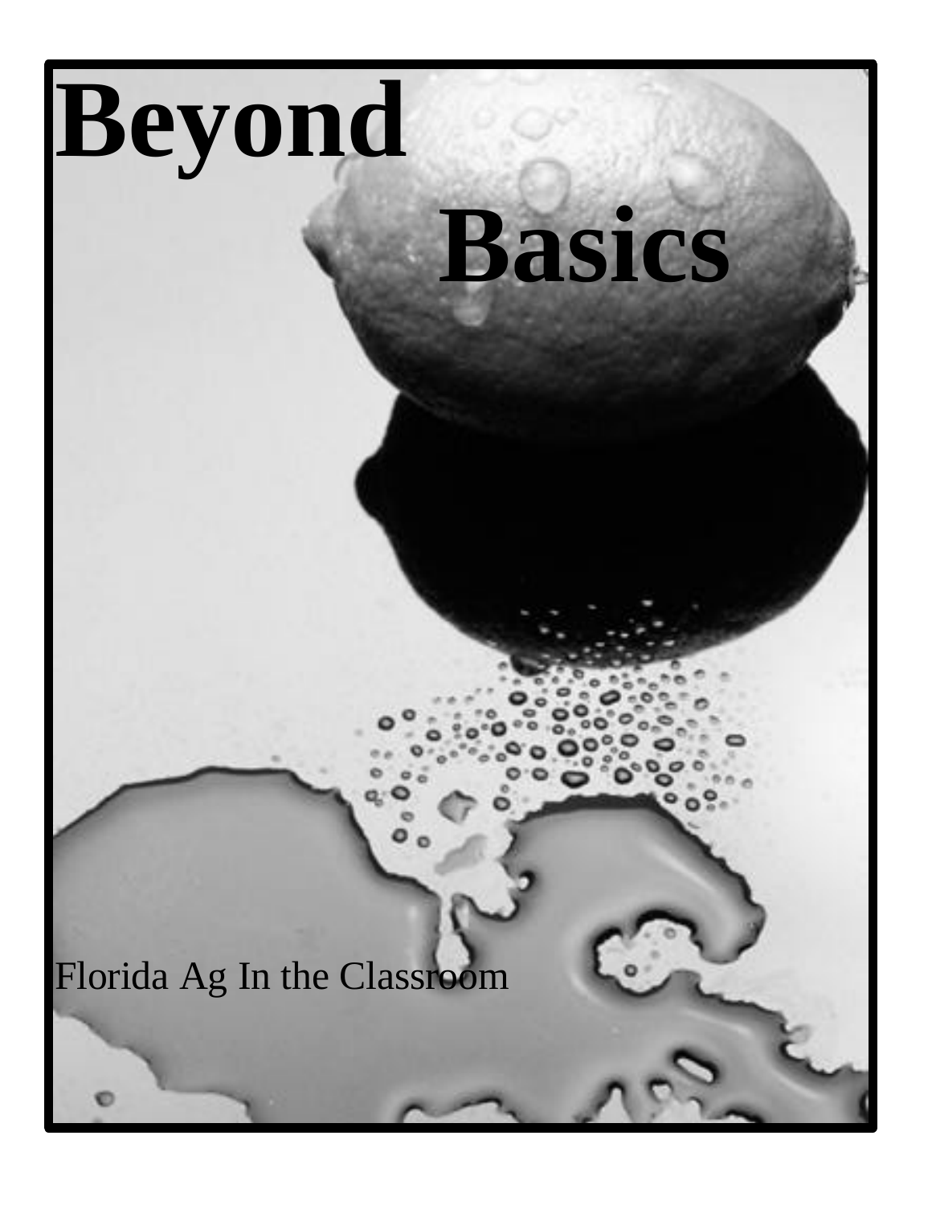# Beyond Basics

Florida Ag In the Classroom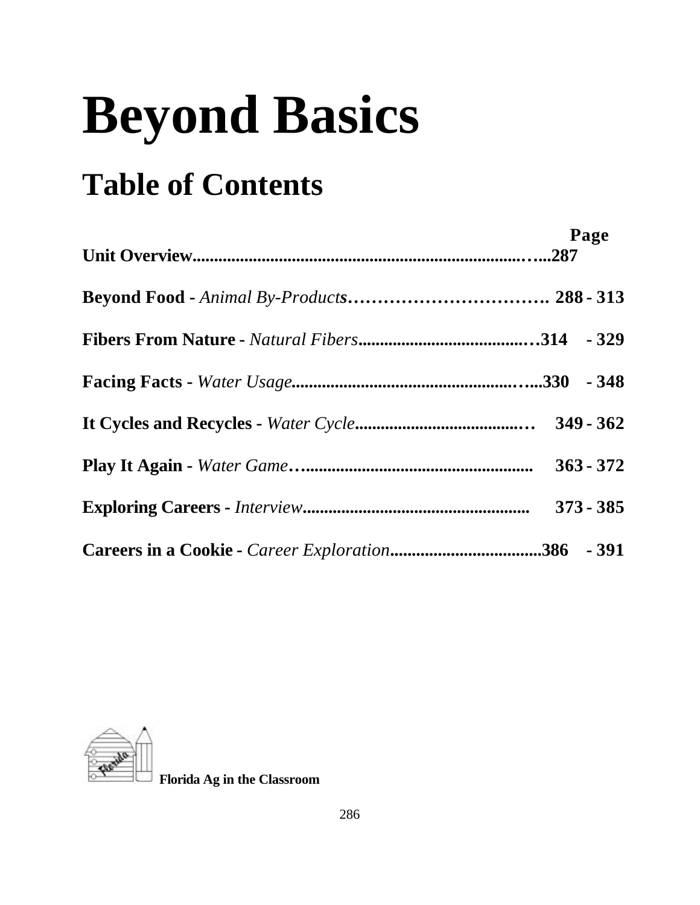# Beyond Basics

## Table of Contents

| | Page |
|---|---|
| **Unit Overview** | **287** |
| **Beyond Food** - *Animal By-Products* | **288 - 313** |
| **Fibers From Nature** - *Natural Fibers* | **314 - 329** |
| **Facing Facts** - *Water Usage* | **330 - 348** |
| **It Cycles and Recycles** - *Water Cycle* | **349 - 362** |
| **Play It Again** - *Water Game* | **363 - 372** |
| **Exploring Careers** - *Interview* | **373 - 385** |
| **Careers in a Cookie** - *Career Exploration* | **386 - 391** |

**Florida Ag in the Classroom**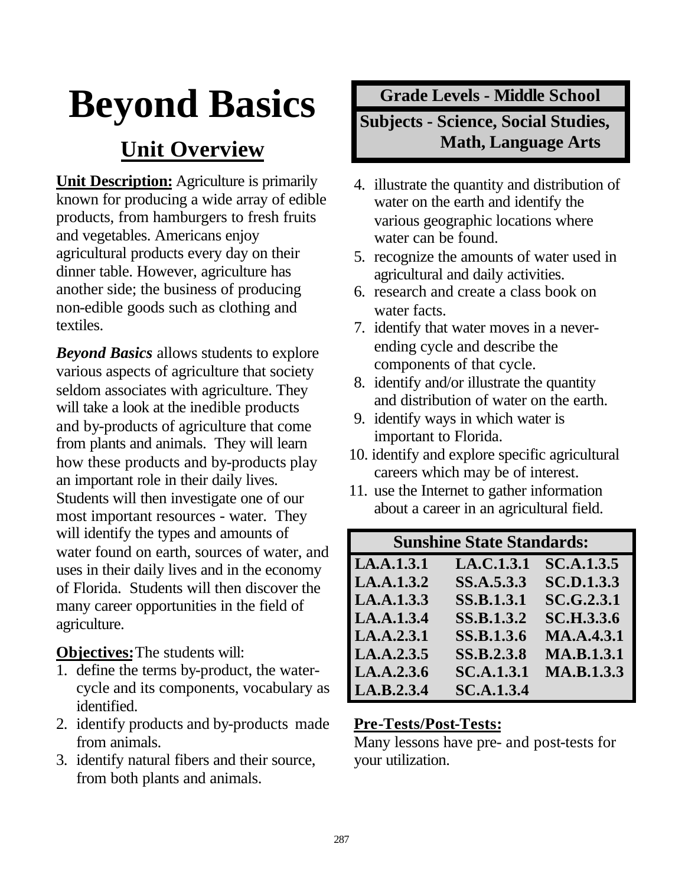# Beyond Basics

## Unit Overview

| Grade Levels - Middle School |
|---|
| Subjects - Science, Social Studies, Math, Language Arts |

**Unit Description:** Agriculture is primarily known for producing a wide array of edible products, from hamburgers to fresh fruits and vegetables. Americans enjoy agricultural products every day on their dinner table. However, agriculture has another side; the business of producing non-edible goods such as clothing and textiles.

***Beyond Basics*** allows students to explore various aspects of agriculture that society seldom associates with agriculture. They will take a look at the inedible products and by-products of agriculture that come from plants and animals. They will learn how these products and by-products play an important role in their daily lives. Students will then investigate one of our most important resources - water. They will identify the types and amounts of water found on earth, sources of water, and uses in their daily lives and in the economy of Florida. Students will then discover the many career opportunities in the field of agriculture.

**Objectives:** The students will:

1. define the terms by-product, the water-cycle and its components, vocabulary as identified.
2. identify products and by-products made from animals.
3. identify natural fibers and their source, from both plants and animals.
4. illustrate the quantity and distribution of water on the earth and identify the various geographic locations where water can be found.
5. recognize the amounts of water used in agricultural and daily activities.
6. research and create a class book on water facts.
7. identify that water moves in a never-ending cycle and describe the components of that cycle.
8. identify and/or illustrate the quantity and distribution of water on the earth.
9. identify ways in which water is important to Florida.
10. identify and explore specific agricultural careers which may be of interest.
11. use the Internet to gather information about a career in an agricultural field.

| Sunshine State Standards: | | |
|---|---|---|
| LA.A.1.3.1 | LA.C.1.3.1 | SC.A.1.3.5 |
| LA.A.1.3.2 | SS.A.5.3.3 | SC.D.1.3.3 |
| LA.A.1.3.3 | SS.B.1.3.1 | SC.G.2.3.1 |
| LA.A.1.3.4 | SS.B.1.3.2 | SC.H.3.3.6 |
| LA.A.2.3.1 | SS.B.1.3.6 | MA.A.4.3.1 |
| LA.A.2.3.5 | SS.B.2.3.8 | MA.B.1.3.1 |
| LA.A.2.3.6 | SC.A.1.3.1 | MA.B.1.3.3 |
| LA.B.2.3.4 | SC.A.1.3.4 | |

**Pre-Tests/Post-Tests:**
Many lessons have pre- and post-tests for your utilization.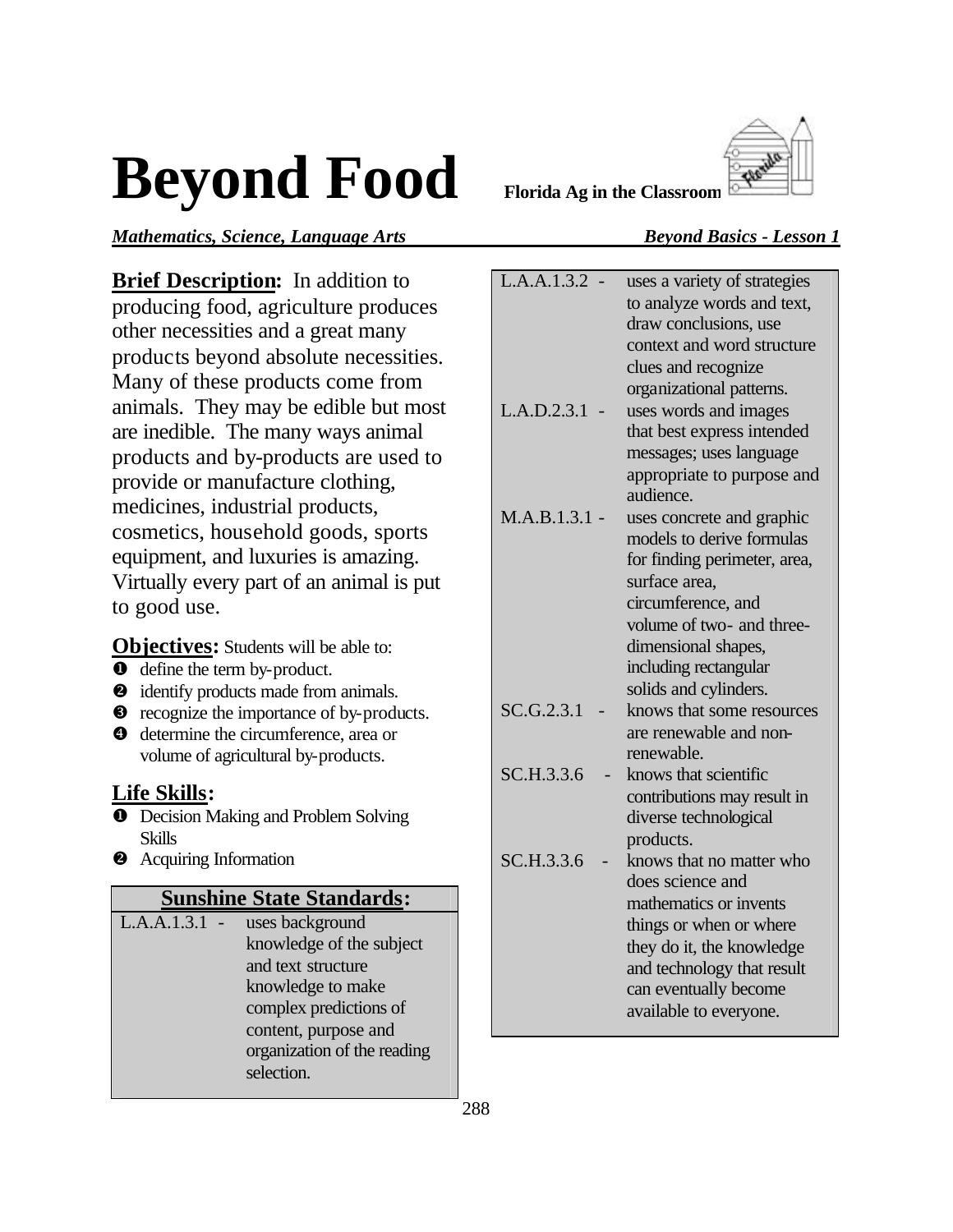# Beyond Food

**Florida Ag in the Classroom**

***Mathematics, Science, Language Arts*** — ***Beyond Basics - Lesson 1***

**Brief Description:** In addition to producing food, agriculture produces other necessities and a great many products beyond absolute necessities. Many of these products come from animals. They may be edible but most are inedible. The many ways animal products and by-products are used to provide or manufacture clothing, medicines, industrial products, cosmetics, household goods, sports equipment, and luxuries is amazing. Virtually every part of an animal is put to good use.

**Objectives:** Students will be able to:

1. define the term by-product.
2. identify products made from animals.
3. recognize the importance of by-products.
4. determine the circumference, area or volume of agricultural by-products.

**Life Skills:**

1. Decision Making and Problem Solving Skills
2. Acquiring Information

| Sunshine State Standards: | |
|---|---|
| L.A.A.1.3.1 - | uses background knowledge of the subject and text structure knowledge to make complex predictions of content, purpose and organization of the reading selection. |
| L.A.A.1.3.2 - | uses a variety of strategies to analyze words and text, draw conclusions, use context and word structure clues and recognize organizational patterns. |
| L.A.D.2.3.1 - | uses words and images that best express intended messages; uses language appropriate to purpose and audience. |
| M.A.B.1.3.1 - | uses concrete and graphic models to derive formulas for finding perimeter, area, surface area, circumference, and volume of two- and three-dimensional shapes, including rectangular solids and cylinders. |
| SC.G.2.3.1 - | knows that some resources are renewable and non-renewable. |
| SC.H.3.3.6 - | knows that scientific contributions may result in diverse technological products. |
| SC.H.3.3.6 - | knows that no matter who does science and mathematics or invents things or when or where they do it, the knowledge and technology that result can eventually become available to everyone. |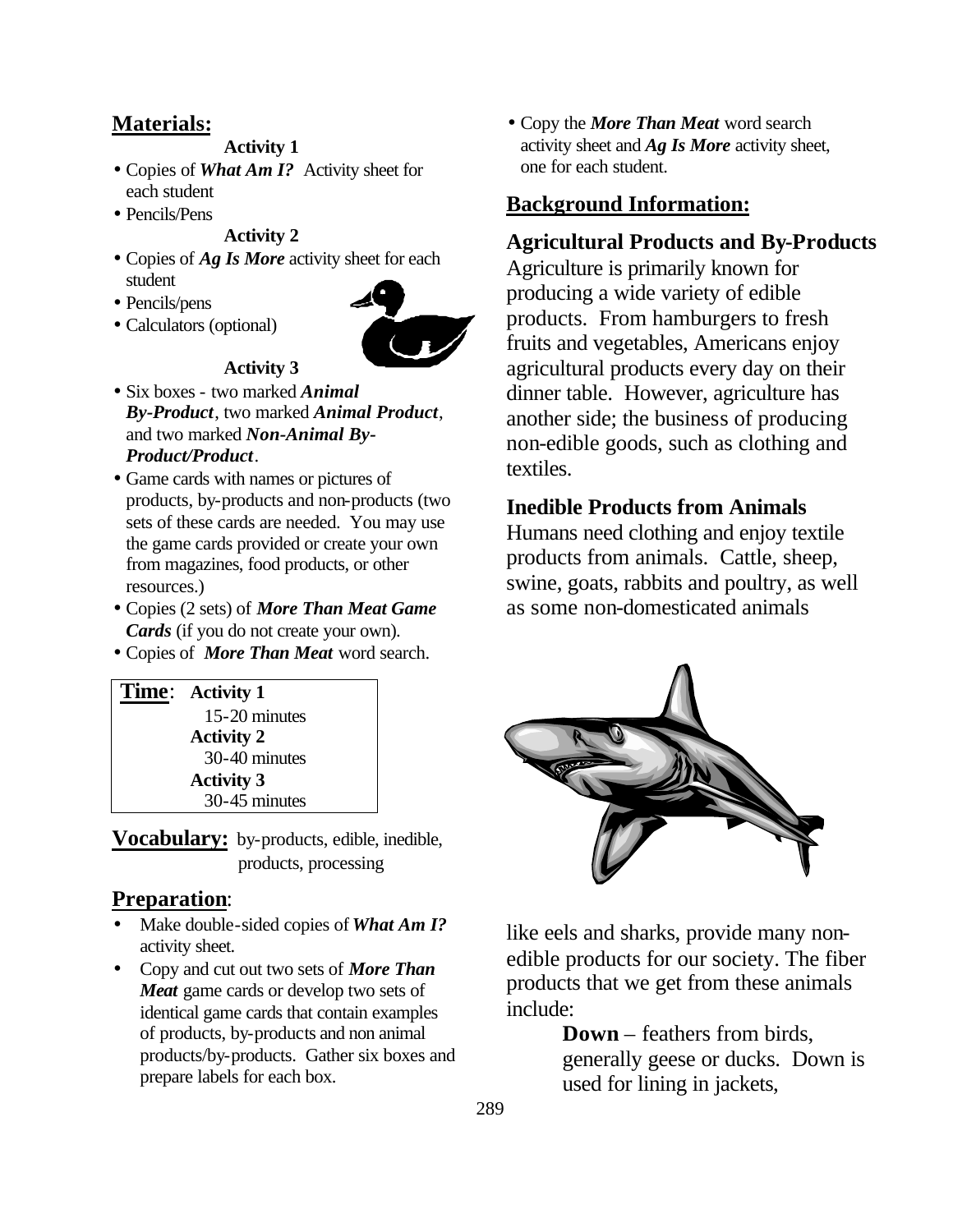## Materials:

**Activity 1**

- Copies of ***What Am I?*** Activity sheet for each student
- Pencils/Pens

**Activity 2**

- Copies of ***Ag Is More*** activity sheet for each student
- Pencils/pens
- Calculators (optional)

**Activity 3**

- Six boxes - two marked ***Animal By-Product***, two marked ***Animal Product***, and two marked ***Non-Animal By-Product/Product***.
- Game cards with names or pictures of products, by-products and non-products (two sets of these cards are needed. You may use the game cards provided or create your own from magazines, food products, or other resources.)
- Copies (2 sets) of ***More Than Meat Game Cards*** (if you do not create your own).
- Copies of ***More Than Meat*** word search.

| **Time**: | **Activity 1** |
|---|---|
| | 15-20 minutes |
| | **Activity 2** |
| | 30-40 minutes |
| | **Activity 3** |
| | 30-45 minutes |

**Vocabulary:** by-products, edible, inedible, products, processing

## Preparation:

- Make double-sided copies of ***What Am I?*** activity sheet.
- Copy and cut out two sets of ***More Than Meat*** game cards or develop two sets of identical game cards that contain examples of products, by-products and non animal products/by-products. Gather six boxes and prepare labels for each box.
- Copy the ***More Than Meat*** word search activity sheet and ***Ag Is More*** activity sheet, one for each student.

## Background Information:

### Agricultural Products and By-Products

Agriculture is primarily known for producing a wide variety of edible products. From hamburgers to fresh fruits and vegetables, Americans enjoy agricultural products every day on their dinner table. However, agriculture has another side; the business of producing non-edible goods, such as clothing and textiles.

### Inedible Products from Animals

Humans need clothing and enjoy textile products from animals. Cattle, sheep, swine, goats, rabbits and poultry, as well as some non-domesticated animals like eels and sharks, provide many non-edible products for our society. The fiber products that we get from these animals include:

> **Down** – feathers from birds, generally geese or ducks. Down is used for lining in jackets,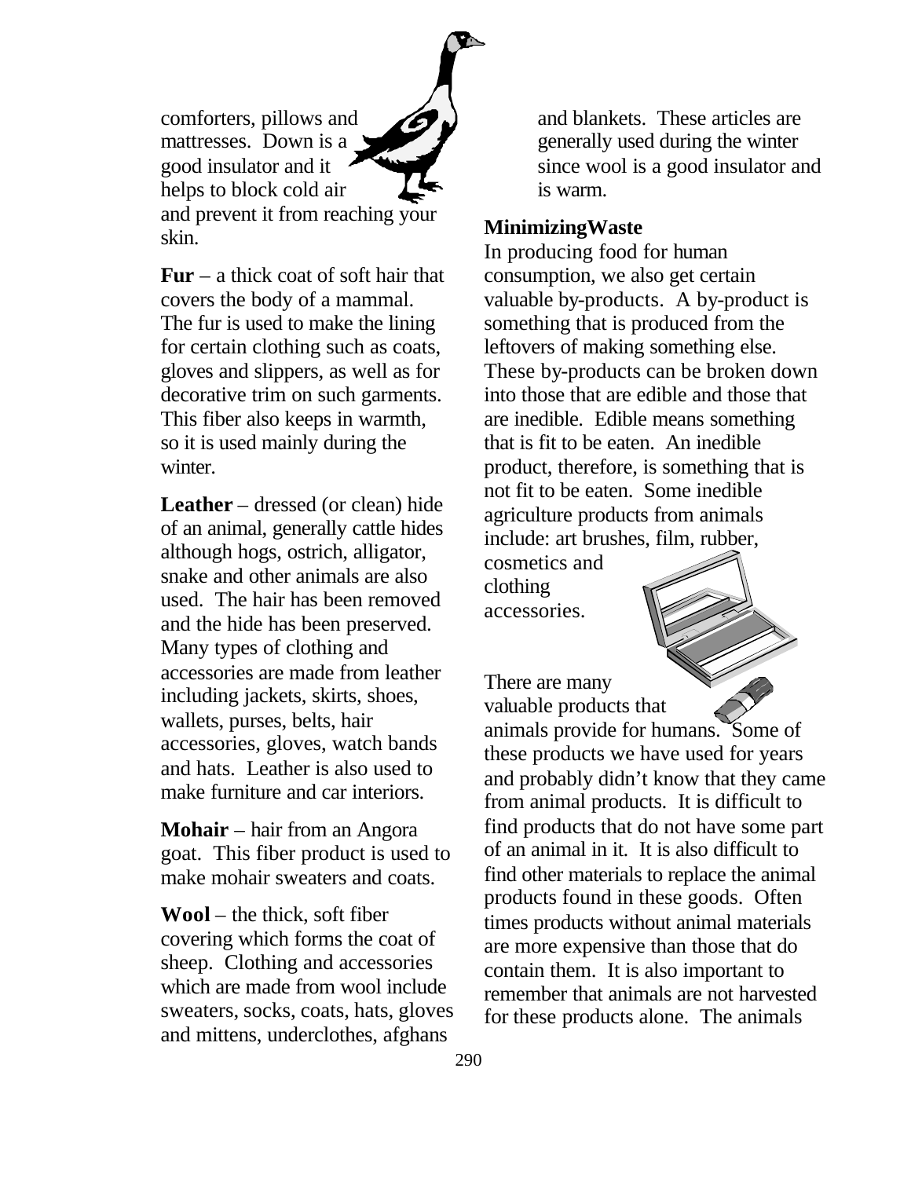comforters, pillows and mattresses. Down is a good insulator and it helps to block cold air and prevent it from reaching your skin.

**Fur** – a thick coat of soft hair that covers the body of a mammal. The fur is used to make the lining for certain clothing such as coats, gloves and slippers, as well as for decorative trim on such garments. This fiber also keeps in warmth, so it is used mainly during the winter.

**Leather** – dressed (or clean) hide of an animal, generally cattle hides although hogs, ostrich, alligator, snake and other animals are also used. The hair has been removed and the hide has been preserved. Many types of clothing and accessories are made from leather including jackets, skirts, shoes, wallets, purses, belts, hair accessories, gloves, watch bands and hats. Leather is also used to make furniture and car interiors.

**Mohair** – hair from an Angora goat. This fiber product is used to make mohair sweaters and coats.

**Wool** – the thick, soft fiber covering which forms the coat of sheep. Clothing and accessories which are made from wool include sweaters, socks, coats, hats, gloves and mittens, underclothes, afghans and blankets. These articles are generally used during the winter since wool is a good insulator and is warm.

**MinimizingWaste**

In producing food for human consumption, we also get certain valuable by-products. A by-product is something that is produced from the leftovers of making something else. These by-products can be broken down into those that are edible and those that are inedible. Edible means something that is fit to be eaten. An inedible product, therefore, is something that is not fit to be eaten. Some inedible agriculture products from animals include: art brushes, film, rubber, cosmetics and clothing accessories.

There are many valuable products that animals provide for humans. Some of these products we have used for years and probably didn't know that they came from animal products. It is difficult to find products that do not have some part of an animal in it. It is also difficult to find other materials to replace the animal products found in these goods. Often times products without animal materials are more expensive than those that do contain them. It is also important to remember that animals are not harvested for these products alone. The animals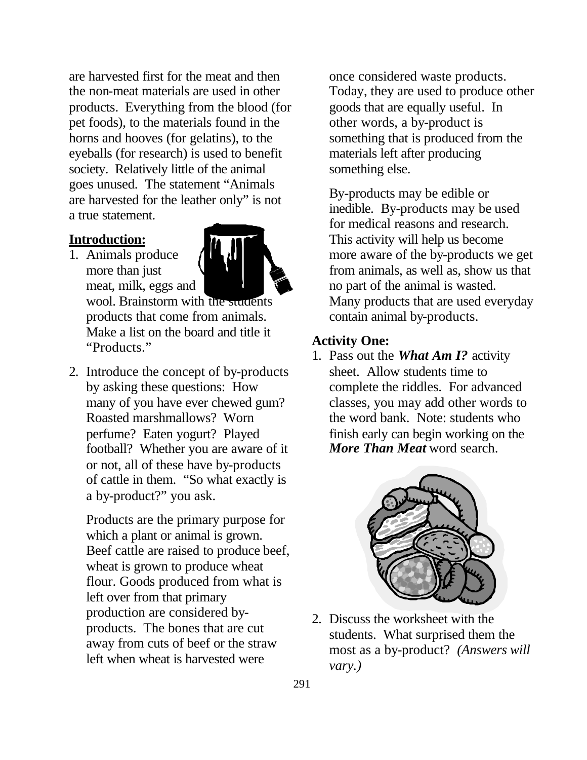are harvested first for the meat and then the non-meat materials are used in other products. Everything from the blood (for pet foods), to the materials found in the horns and hooves (for gelatins), to the eyeballs (for research) is used to benefit society. Relatively little of the animal goes unused. The statement "Animals are harvested for the leather only" is not a true statement.

**Introduction:**

1. Animals produce more than just meat, milk, eggs and wool. Brainstorm with the students products that come from animals. Make a list on the board and title it "Products."

2. Introduce the concept of by-products by asking these questions: How many of you have ever chewed gum? Roasted marshmallows? Worn perfume? Eaten yogurt? Played football? Whether you are aware of it or not, all of these have by-products of cattle in them. "So what exactly is a by-product?" you ask.

   Products are the primary purpose for which a plant or animal is grown. Beef cattle are raised to produce beef, wheat is grown to produce wheat flour. Goods produced from what is left over from that primary production are considered by-products. The bones that are cut away from cuts of beef or the straw left when wheat is harvested were once considered waste products. Today, they are used to produce other goods that are equally useful. In other words, a by-product is something that is produced from the materials left after producing something else.

   By-products may be edible or inedible. By-products may be used for medical reasons and research. This activity will help us become more aware of the by-products we get from animals, as well as, show us that no part of the animal is wasted. Many products that are used everyday contain animal by-products.

**Activity One:**

1. Pass out the ***What Am I?*** activity sheet. Allow students time to complete the riddles. For advanced classes, you may add other words to the word bank. Note: students who finish early can begin working on the ***More Than Meat*** word search.

2. Discuss the worksheet with the students. What surprised them the most as a by-product? *(Answers will vary.)*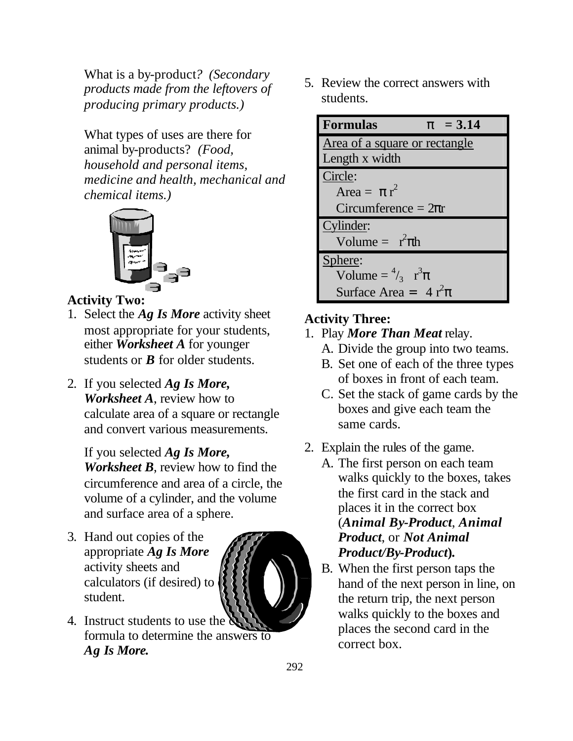What is a by-product? *(Secondary products made from the leftovers of producing primary products.)*

What types of uses are there for animal by-products? *(Food, household and personal items, medicine and health, mechanical and chemical items.)*

**Activity Two:**

1. Select the ***Ag Is More*** activity sheet most appropriate for your students, either ***Worksheet A*** for younger students or ***B*** for older students.
2. If you selected ***Ag Is More, Worksheet A***, review how to calculate area of a square or rectangle and convert various measurements.

   If you selected ***Ag Is More, Worksheet B***, review how to find the circumference and area of a circle, the volume of a cylinder, and the volume and surface area of a sphere.
3. Hand out copies of the appropriate ***Ag Is More*** activity sheets and calculators (if desired) to each student.
4. Instruct students to use the correct formula to determine the answers to ***Ag Is More.***
5. Review the correct answers with students.

| **Formulas** $\pi = 3.14$ |
|---|
| Area of a square or rectangle<br>Length x width |
| Circle:<br>Area = $\pi r^2$<br>Circumference = $2\pi r$ |
| Cylinder:<br>Volume = $r^2\pi h$ |
| Sphere:<br>Volume = $\frac{4}{3} r^3\pi$<br>Surface Area = $4r^2\pi$ |

**Activity Three:**

1. Play ***More Than Meat*** relay.
   A. Divide the group into two teams.
   B. Set one of each of the three types of boxes in front of each team.
   C. Set the stack of game cards by the boxes and give each team the same cards.
2. Explain the rules of the game.
   A. The first person on each team walks quickly to the boxes, takes the first card in the stack and places it in the correct box (***Animal By-Product***, ***Animal Product***, or ***Not Animal Product/By-Product***).
   B. When the first person taps the hand of the next person in line, on the return trip, the next person walks quickly to the boxes and places the second card in the correct box.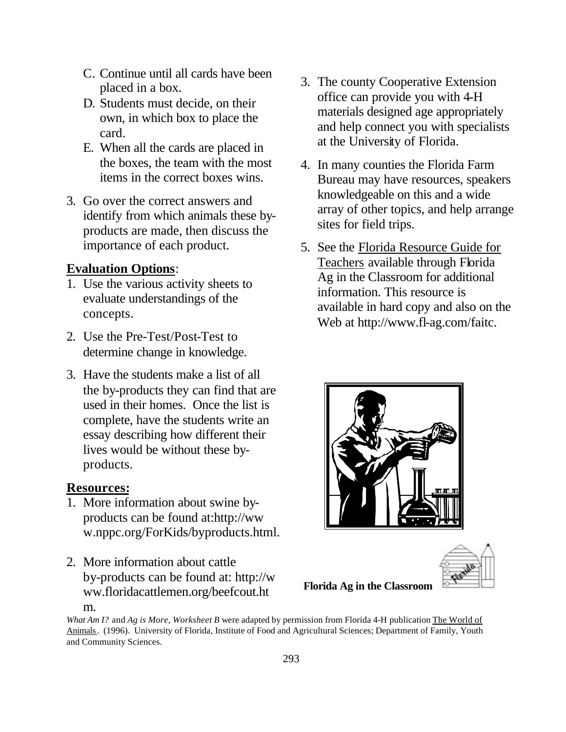C. Continue until all cards have been placed in a box.
D. Students must decide, on their own, in which box to place the card.
E. When all the cards are placed in the boxes, the team with the most items in the correct boxes wins.

3. Go over the correct answers and identify from which animals these by-products are made, then discuss the importance of each product.

**Evaluation Options**:

1. Use the various activity sheets to evaluate understandings of the concepts.
2. Use the Pre-Test/Post-Test to determine change in knowledge.
3. Have the students make a list of all the by-products they can find that are used in their homes. Once the list is complete, have the students write an essay describing how different their lives would be without these by-products.

**Resources:**

1. More information about swine by-products can be found at:http://www.nppc.org/ForKids/byproducts.html.
2. More information about cattle by-products can be found at: http://www.floridacattlemen.org/beefcout.htm.
3. The county Cooperative Extension office can provide you with 4-H materials designed age appropriately and help connect you with specialists at the University of Florida.
4. In many counties the Florida Farm Bureau may have resources, speakers knowledgeable on this and a wide array of other topics, and help arrange sites for field trips.
5. See the Florida Resource Guide for Teachers available through Florida Ag in the Classroom for additional information. This resource is available in hard copy and also on the Web at http://www.fl-ag.com/faitc.

**Florida Ag in the Classroom**

*What Am I?* and *Ag is More, Worksheet B* were adapted by permission from Florida 4-H publication The World of Animals. (1996). University of Florida, Institute of Food and Agricultural Sciences; Department of Family, Youth and Community Sciences.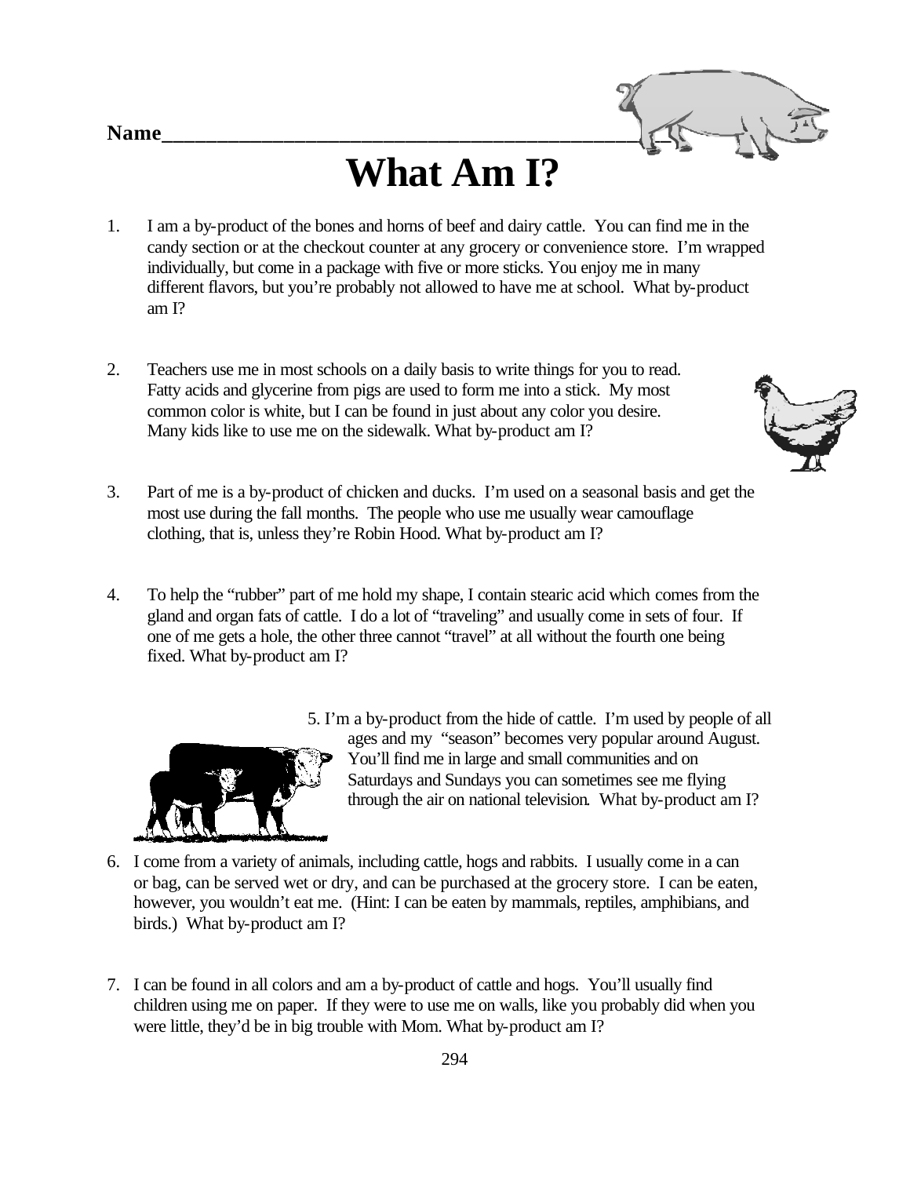Name_______________________________________________

# What Am I?

1. I am a by-product of the bones and horns of beef and dairy cattle. You can find me in the candy section or at the checkout counter at any grocery or convenience store. I'm wrapped individually, but come in a package with five or more sticks. You enjoy me in many different flavors, but you're probably not allowed to have me at school. What by-product am I?

2. Teachers use me in most schools on a daily basis to write things for you to read. Fatty acids and glycerine from pigs are used to form me into a stick. My most common color is white, but I can be found in just about any color you desire. Many kids like to use me on the sidewalk. What by-product am I?

3. Part of me is a by-product of chicken and ducks. I'm used on a seasonal basis and get the most use during the fall months. The people who use me usually wear camouflage clothing, that is, unless they're Robin Hood. What by-product am I?

4. To help the "rubber" part of me hold my shape, I contain stearic acid which comes from the gland and organ fats of cattle. I do a lot of "traveling" and usually come in sets of four. If one of me gets a hole, the other three cannot "travel" at all without the fourth one being fixed. What by-product am I?

5. I'm a by-product from the hide of cattle. I'm used by people of all ages and my "season" becomes very popular around August. You'll find me in large and small communities and on Saturdays and Sundays you can sometimes see me flying through the air on national television. What by-product am I?

6. I come from a variety of animals, including cattle, hogs and rabbits. I usually come in a can or bag, can be served wet or dry, and can be purchased at the grocery store. I can be eaten, however, you wouldn't eat me. (Hint: I can be eaten by mammals, reptiles, amphibians, and birds.) What by-product am I?

7. I can be found in all colors and am a by-product of cattle and hogs. You'll usually find children using me on paper. If they were to use me on walls, like you probably did when you were little, they'd be in big trouble with Mom. What by-product am I?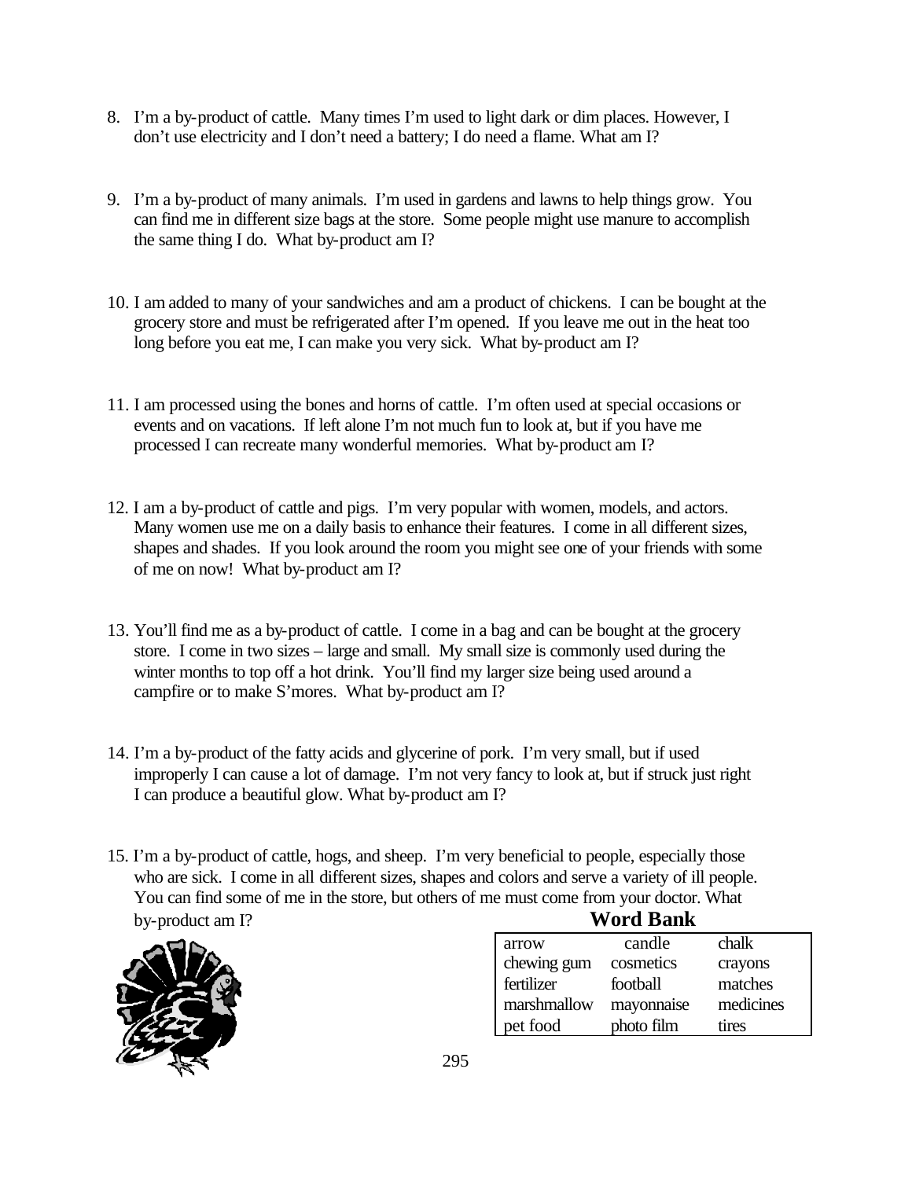8. I'm a by-product of cattle. Many times I'm used to light dark or dim places. However, I don't use electricity and I don't need a battery; I do need a flame. What am I?

9. I'm a by-product of many animals. I'm used in gardens and lawns to help things grow. You can find me in different size bags at the store. Some people might use manure to accomplish the same thing I do. What by-product am I?

10. I am added to many of your sandwiches and am a product of chickens. I can be bought at the grocery store and must be refrigerated after I'm opened. If you leave me out in the heat too long before you eat me, I can make you very sick. What by-product am I?

11. I am processed using the bones and horns of cattle. I'm often used at special occasions or events and on vacations. If left alone I'm not much fun to look at, but if you have me processed I can recreate many wonderful memories. What by-product am I?

12. I am a by-product of cattle and pigs. I'm very popular with women, models, and actors. Many women use me on a daily basis to enhance their features. I come in all different sizes, shapes and shades. If you look around the room you might see one of your friends with some of me on now! What by-product am I?

13. You'll find me as a by-product of cattle. I come in a bag and can be bought at the grocery store. I come in two sizes – large and small. My small size is commonly used during the winter months to top off a hot drink. You'll find my larger size being used around a campfire or to make S'mores. What by-product am I?

14. I'm a by-product of the fatty acids and glycerine of pork. I'm very small, but if used improperly I can cause a lot of damage. I'm not very fancy to look at, but if struck just right I can produce a beautiful glow. What by-product am I?

15. I'm a by-product of cattle, hogs, and sheep. I'm very beneficial to people, especially those who are sick. I come in all different sizes, shapes and colors and serve a variety of ill people. You can find some of me in the store, but others of me must come from your doctor. What by-product am I?

**Word Bank**

| | | |
|---|---|---|
| arrow | candle | chalk |
| chewing gum | cosmetics | crayons |
| fertilizer | football | matches |
| marshmallow | mayonnaise | medicines |
| pet food | photo film | tires |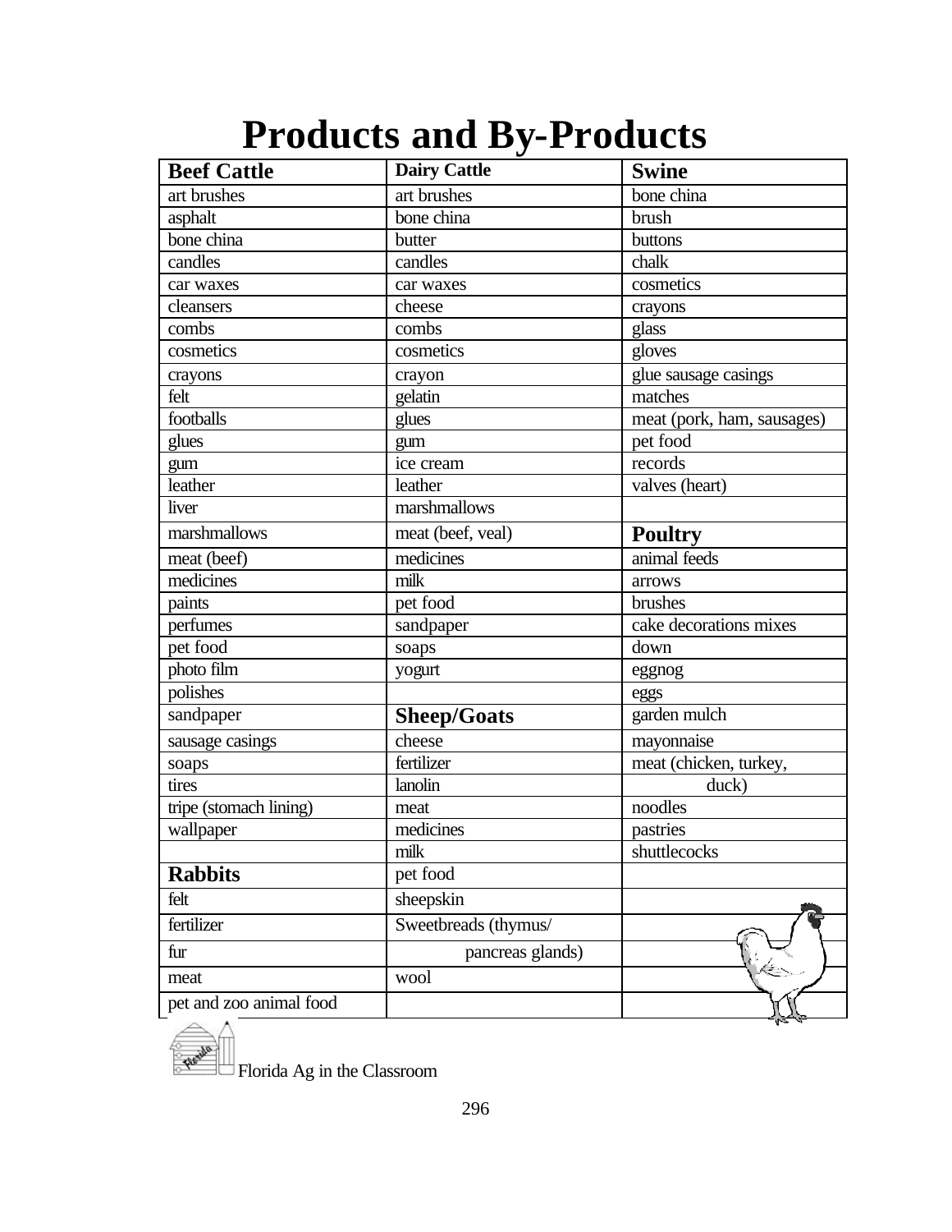# Products and By-Products

| Beef Cattle | Dairy Cattle | Swine |
|---|---|---|
| art brushes | art brushes | bone china |
| asphalt | bone china | brush |
| bone china | butter | buttons |
| candles | candles | chalk |
| car waxes | car waxes | cosmetics |
| cleansers | cheese | crayons |
| combs | combs | glass |
| cosmetics | cosmetics | gloves |
| crayons | crayon | glue sausage casings |
| felt | gelatin | matches |
| footballs | glues | meat (pork, ham, sausages) |
| glues | gum | pet food |
| gum | ice cream | records |
| leather | leather | valves (heart) |
| liver | marshmallows | |
| marshmallows | meat (beef, veal) | **Poultry** |
| meat (beef) | medicines | animal feeds |
| medicines | milk | arrows |
| paints | pet food | brushes |
| perfumes | sandpaper | cake decorations mixes |
| pet food | soaps | down |
| photo film | yogurt | eggnog |
| polishes | | eggs |
| sandpaper | **Sheep/Goats** | garden mulch |
| sausage casings | cheese | mayonnaise |
| soaps | fertilizer | meat (chicken, turkey, |
| tires | lanolin | duck) |
| tripe (stomach lining) | meat | noodles |
| wallpaper | medicines | pastries |
| | milk | shuttlecocks |
| **Rabbits** | pet food | |
| felt | sheepskin | |
| fertilizer | Sweetbreads (thymus/ | |
| fur | pancreas glands) | |
| meat | wool | |
| pet and zoo animal food | | |

Florida Ag in the Classroom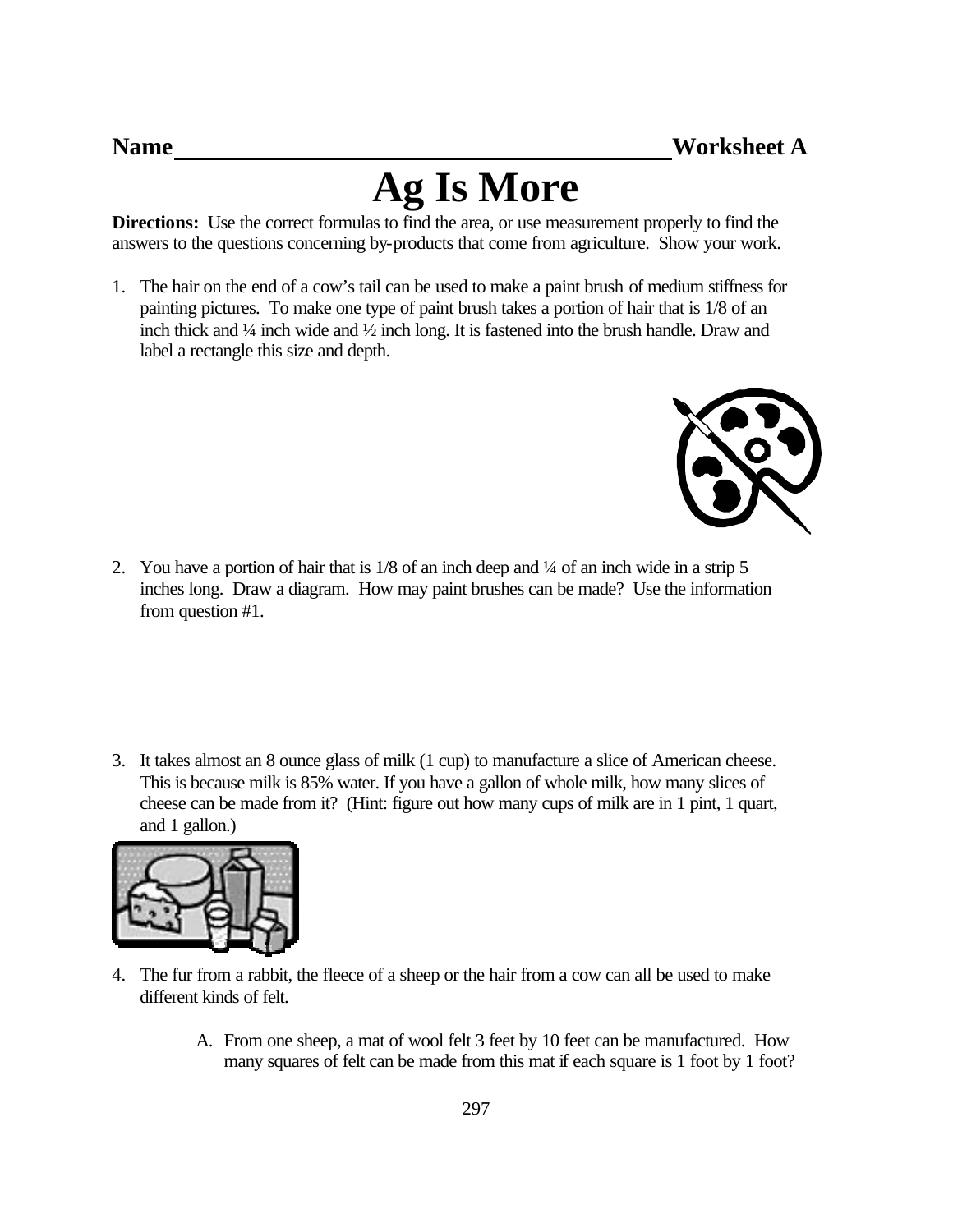**Name**\_\_\_\_\_\_\_\_\_\_\_\_\_\_\_\_\_\_\_\_\_\_\_\_\_\_\_\_\_\_\_\_\_\_\_\_\_\_\_\_ **Worksheet A**

# Ag Is More

**Directions:** Use the correct formulas to find the area, or use measurement properly to find the answers to the questions concerning by-products that come from agriculture. Show your work.

1. The hair on the end of a cow's tail can be used to make a paint brush of medium stiffness for painting pictures. To make one type of paint brush takes a portion of hair that is 1/8 of an inch thick and ¼ inch wide and ½ inch long. It is fastened into the brush handle. Draw and label a rectangle this size and depth.

2. You have a portion of hair that is 1/8 of an inch deep and ¼ of an inch wide in a strip 5 inches long. Draw a diagram. How may paint brushes can be made? Use the information from question #1.

3. It takes almost an 8 ounce glass of milk (1 cup) to manufacture a slice of American cheese. This is because milk is 85% water. If you have a gallon of whole milk, how many slices of cheese can be made from it? (Hint: figure out how many cups of milk are in 1 pint, 1 quart, and 1 gallon.)

4. The fur from a rabbit, the fleece of a sheep or the hair from a cow can all be used to make different kinds of felt.

   A. From one sheep, a mat of wool felt 3 feet by 10 feet can be manufactured. How many squares of felt can be made from this mat if each square is 1 foot by 1 foot?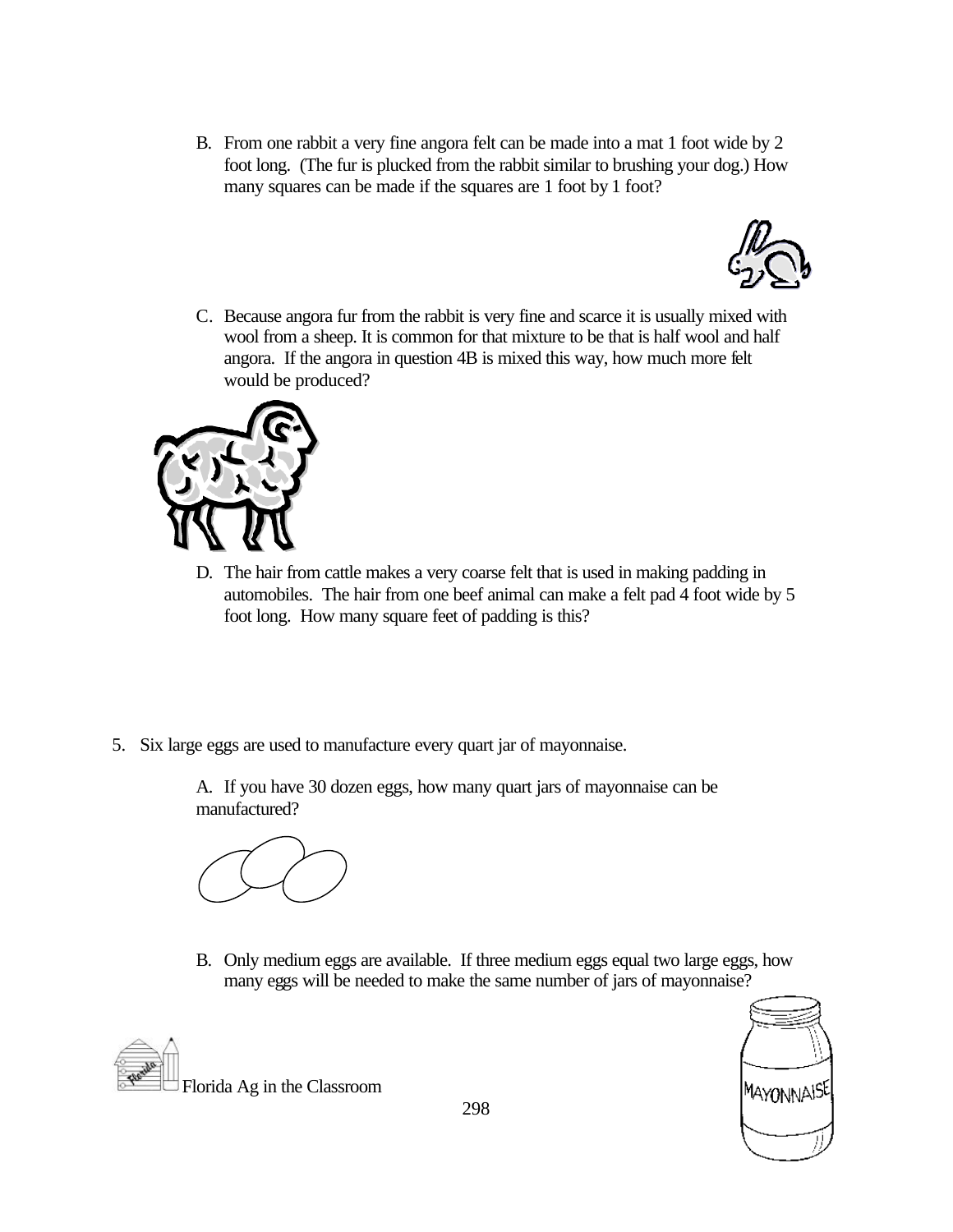B. From one rabbit a very fine angora felt can be made into a mat 1 foot wide by 2 foot long. (The fur is plucked from the rabbit similar to brushing your dog.) How many squares can be made if the squares are 1 foot by 1 foot?

C. Because angora fur from the rabbit is very fine and scarce it is usually mixed with wool from a sheep. It is common for that mixture to be that is half wool and half angora. If the angora in question 4B is mixed this way, how much more felt would be produced?

D. The hair from cattle makes a very coarse felt that is used in making padding in automobiles. The hair from one beef animal can make a felt pad 4 foot wide by 5 foot long. How many square feet of padding is this?

5. Six large eggs are used to manufacture every quart jar of mayonnaise.

A. If you have 30 dozen eggs, how many quart jars of mayonnaise can be manufactured?

B. Only medium eggs are available. If three medium eggs equal two large eggs, how many eggs will be needed to make the same number of jars of mayonnaise?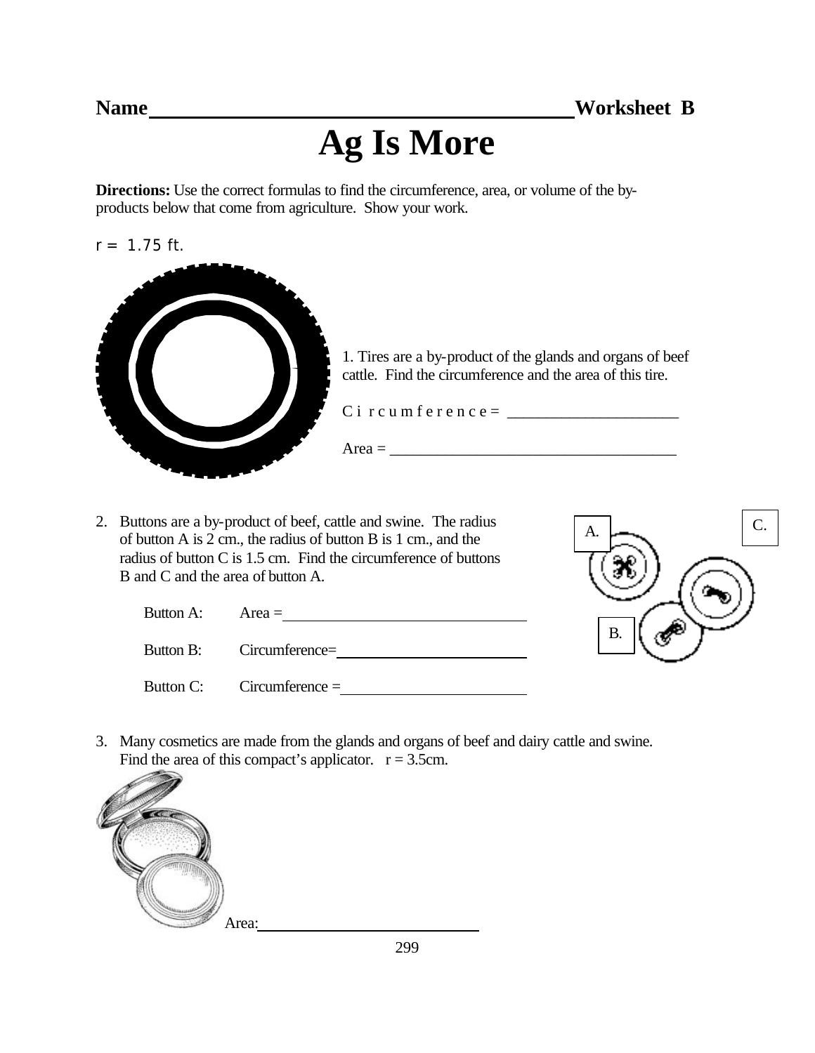**Name**\_\_\_\_\_\_\_\_\_\_\_\_\_\_\_\_\_\_\_\_\_\_\_\_\_\_\_\_\_\_\_\_\_\_\_\_\_\_\_\_**Worksheet B**

# Ag Is More

**Directions:** Use the correct formulas to find the circumference, area, or volume of the by-products below that come from agriculture. Show your work.

r = 1.75 ft.

1. Tires are a by-product of the glands and organs of beef cattle. Find the circumference and the area of this tire.

   Circumference = \_\_\_\_\_\_\_\_\_\_\_\_\_\_\_\_\_\_\_\_\_\_

   Area = \_\_\_\_\_\_\_\_\_\_\_\_\_\_\_\_\_\_\_\_\_\_\_\_\_\_\_\_\_\_\_\_\_\_\_\_\_\_

2. Buttons are a by-product of beef, cattle and swine. The radius of button A is 2 cm., the radius of button B is 1 cm., and the radius of button C is 1.5 cm. Find the circumference of buttons B and C and the area of button A.

   A. B. C.

   Button A: Area = \_\_\_\_\_\_\_\_\_\_\_\_\_\_\_\_\_\_\_\_\_\_\_\_\_\_\_\_\_\_

   Button B: Circumference= \_\_\_\_\_\_\_\_\_\_\_\_\_\_\_\_\_\_\_\_\_\_\_\_

   Button C: Circumference = \_\_\_\_\_\_\_\_\_\_\_\_\_\_\_\_\_\_\_\_\_\_\_

3. Many cosmetics are made from the glands and organs of beef and dairy cattle and swine. Find the area of this compact's applicator. r = 3.5cm.

   Area: \_\_\_\_\_\_\_\_\_\_\_\_\_\_\_\_\_\_\_\_\_\_\_\_\_\_\_\_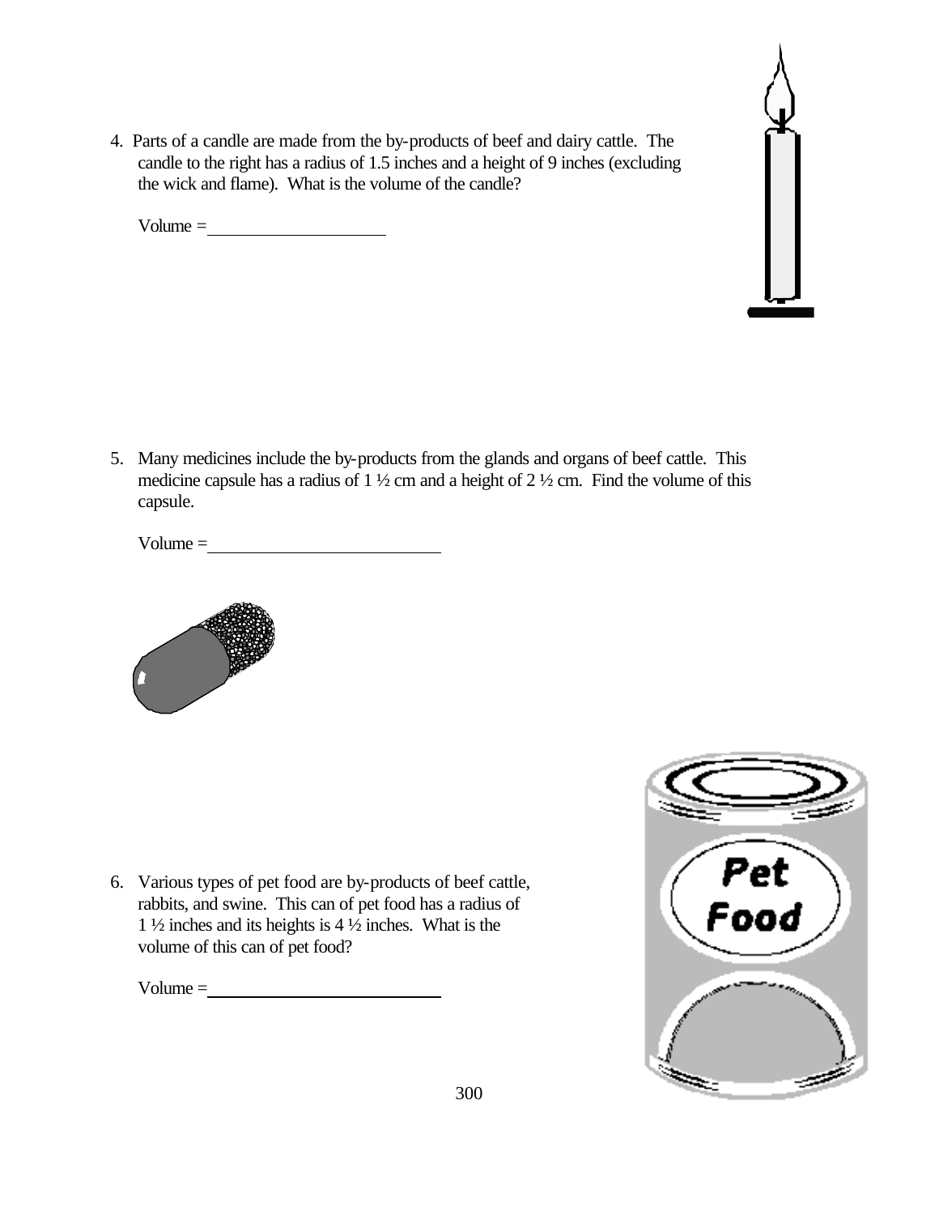4. Parts of a candle are made from the by-products of beef and dairy cattle. The candle to the right has a radius of 1.5 inches and a height of 9 inches (excluding the wick and flame). What is the volume of the candle?

   Volume = ____________________

5. Many medicines include the by-products from the glands and organs of beef cattle. This medicine capsule has a radius of 1 ½ cm and a height of 2 ½ cm. Find the volume of this capsule.

   Volume = __________________________

6. Various types of pet food are by-products of beef cattle, rabbits, and swine. This can of pet food has a radius of 1 ½ inches and its heights is 4 ½ inches. What is the volume of this can of pet food?

   Volume = __________________________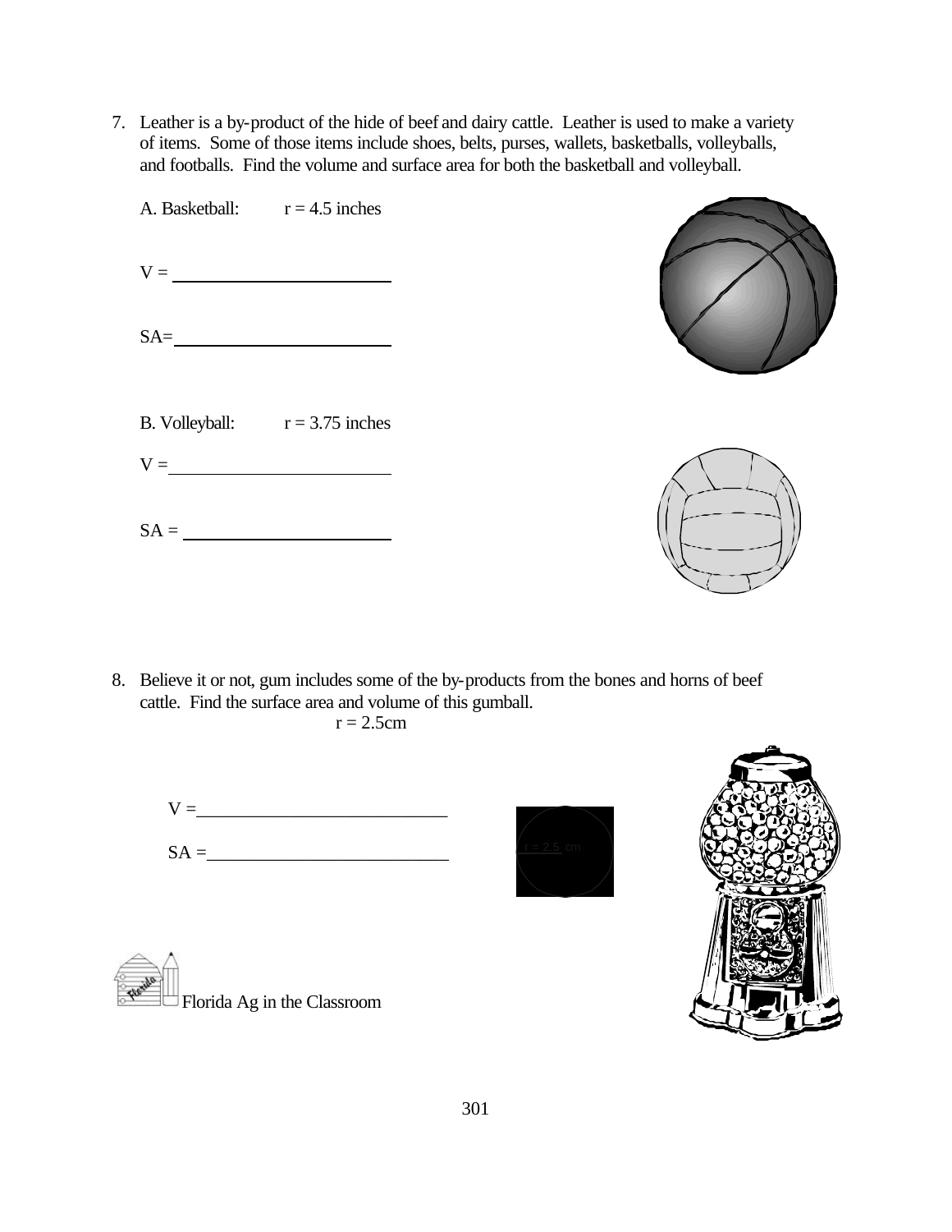7. Leather is a by-product of the hide of beef and dairy cattle. Leather is used to make a variety of items. Some of those items include shoes, belts, purses, wallets, basketballs, volleyballs, and footballs. Find the volume and surface area for both the basketball and volleyball.

   A. Basketball: $r = 4.5$ inches

   V = ________________________

   SA= ________________________

   B. Volleyball: $r = 3.75$ inches

   V = ________________________

   SA = ________________________

8. Believe it or not, gum includes some of the by-products from the bones and horns of beef cattle. Find the surface area and volume of this gumball.

   $r = 2.5\text{cm}$

   V = ___________________________

   SA = __________________________

   r = 2.5 cm

Florida Ag in the Classroom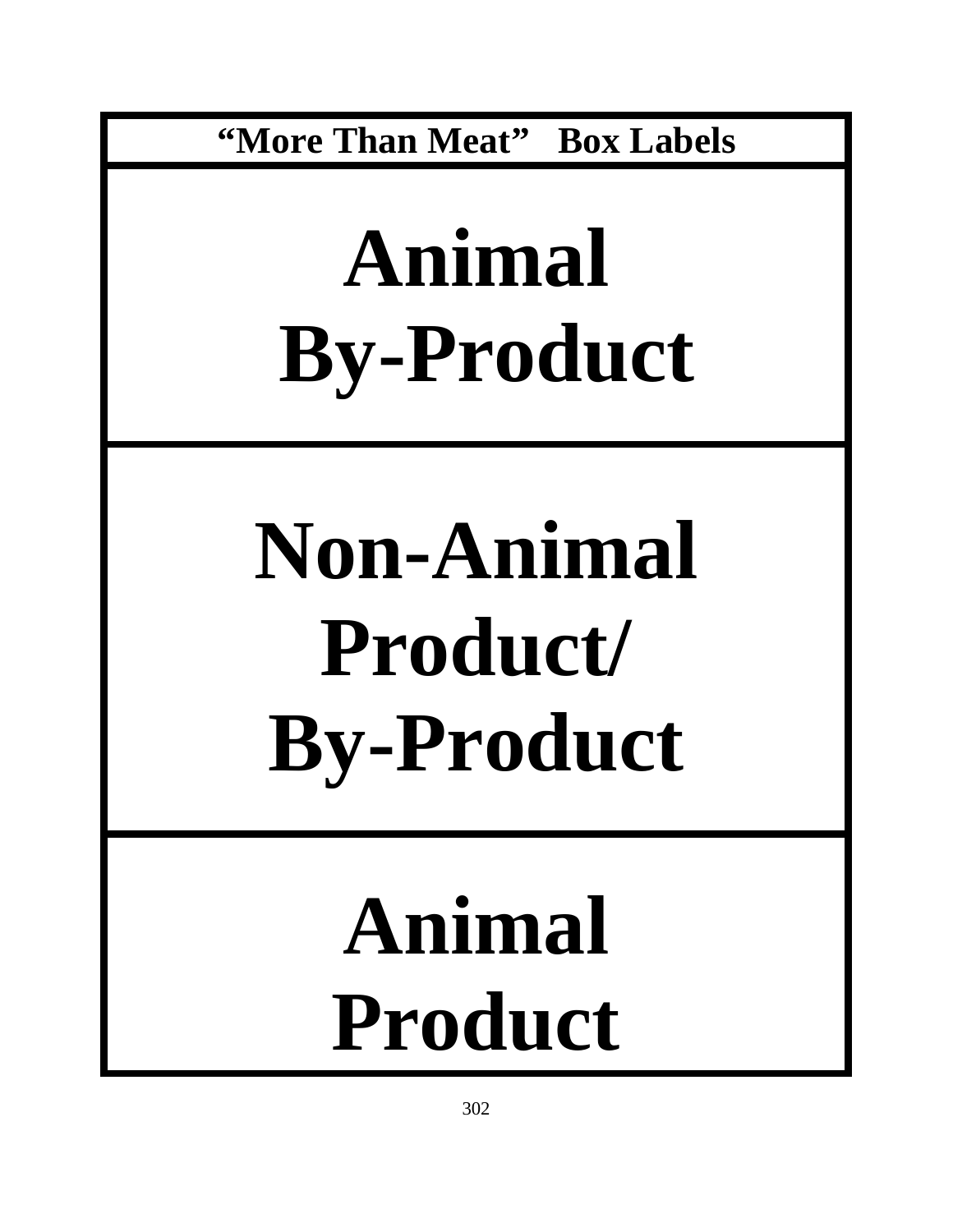# "More Than Meat" Box Labels

# Animal By-Product

# Non-Animal Product/ By-Product

# Animal Product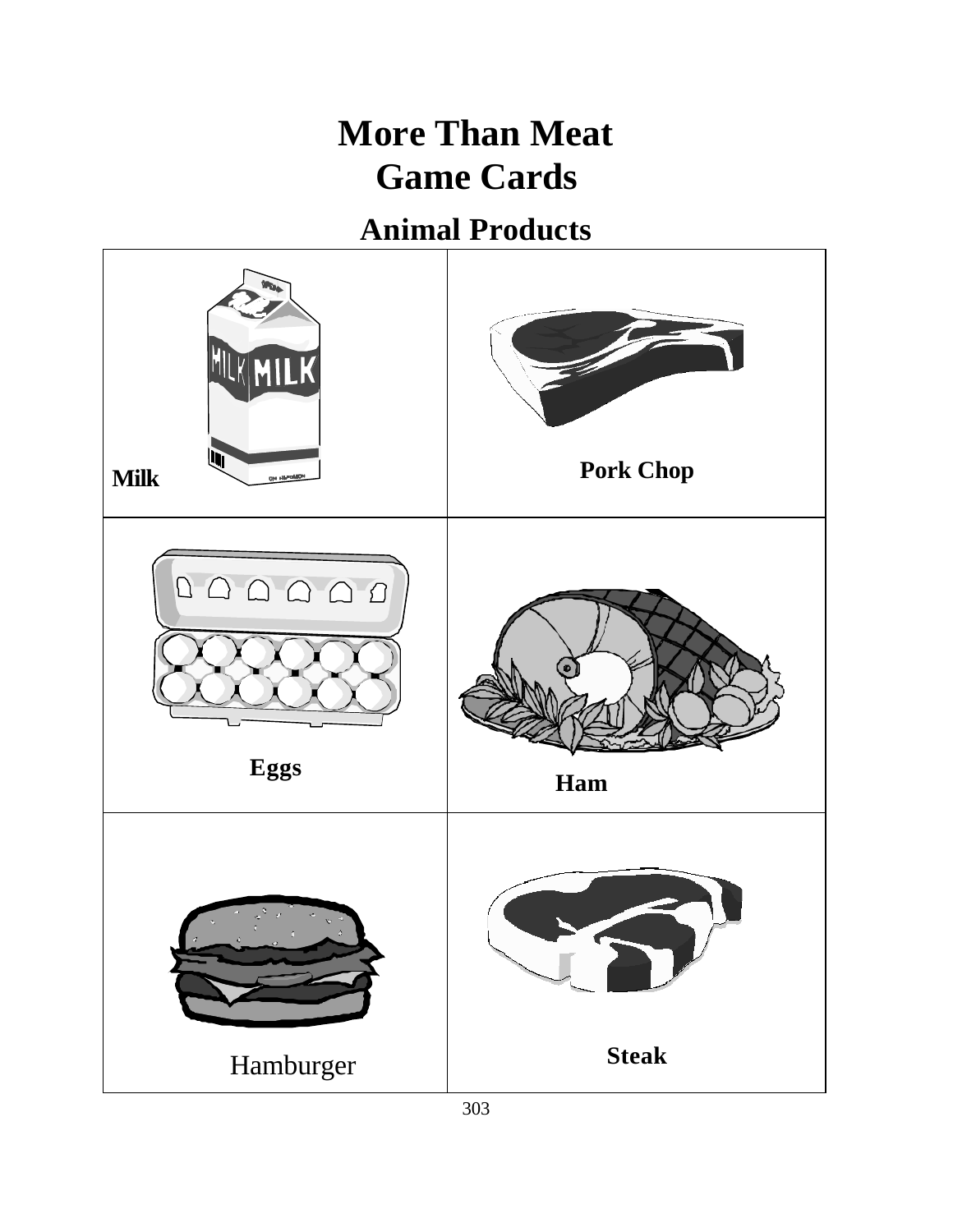# More Than Meat
# Game Cards

## Animal Products

| | |
|---|---|
| **Milk** | **Pork Chop** |
| **Eggs** | **Ham** |
| Hamburger | **Steak** |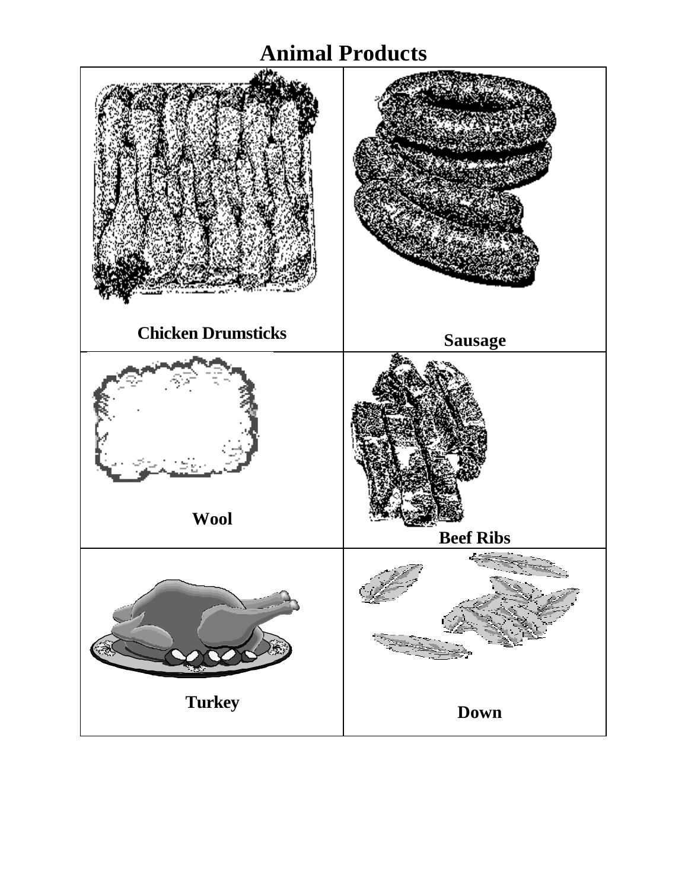# Animal Products

| | |
|---|---|
| Chicken Drumsticks | Sausage |
| Wool | Beef Ribs |
| Turkey | Down |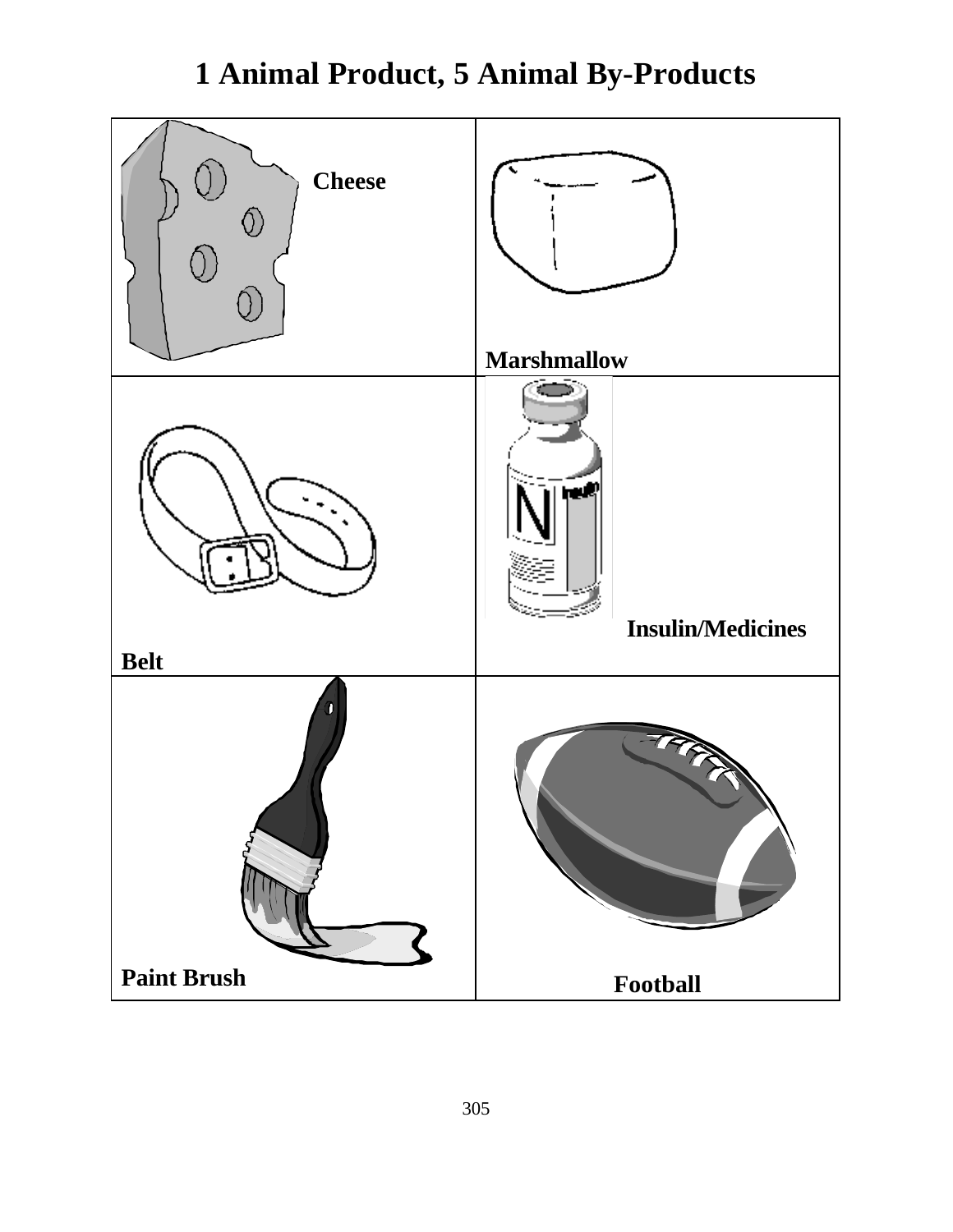# 1 Animal Product, 5 Animal By-Products

| | |
|---|---|
| **Cheese** | **Marshmallow** |
| **Belt** | **Insulin/Medicines** |
| **Paint Brush** | **Football** |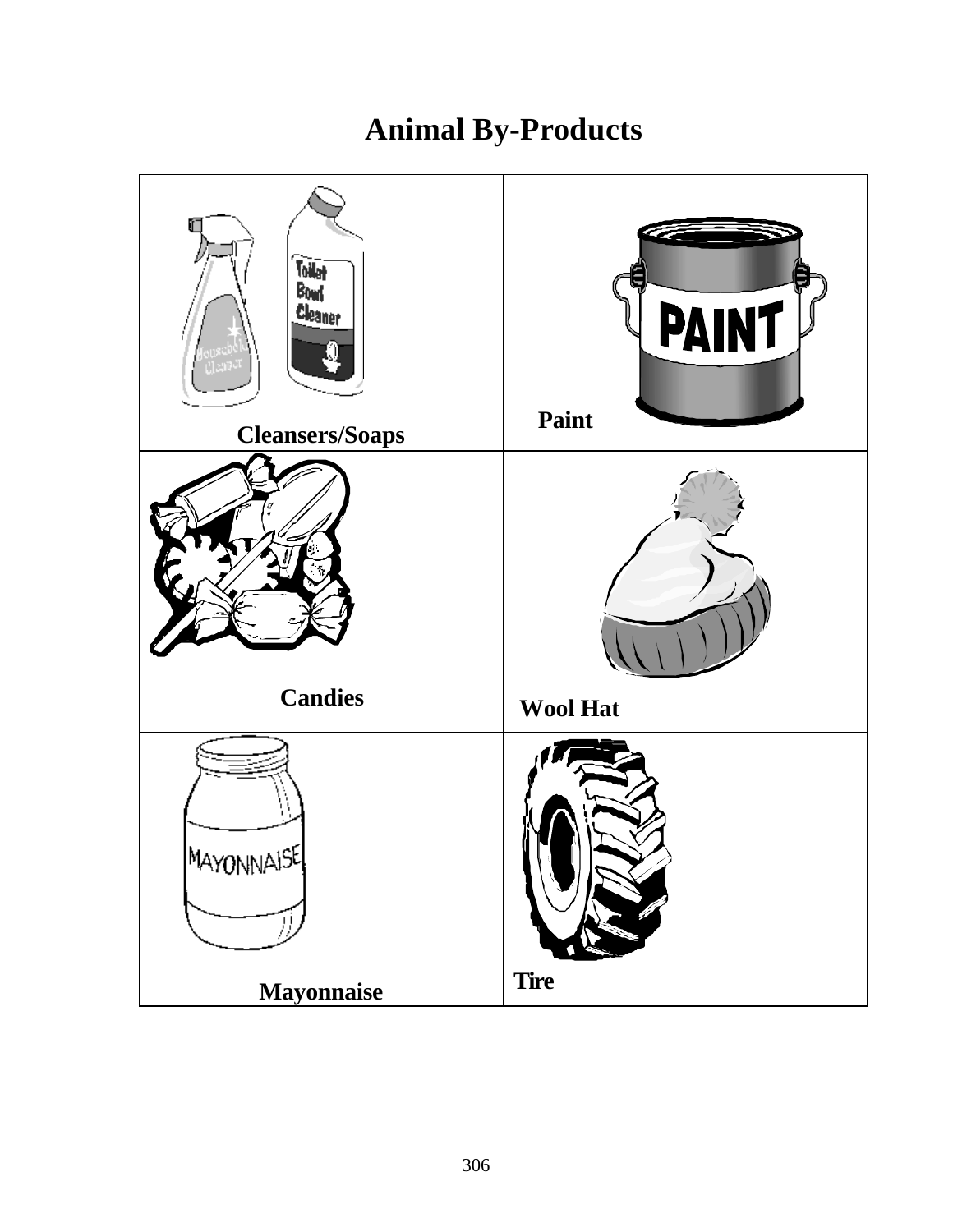# Animal By-Products

| | |
|---|---|
| Cleansers/Soaps | Paint |
| Candies | Wool Hat |
| Mayonnaise | Tire |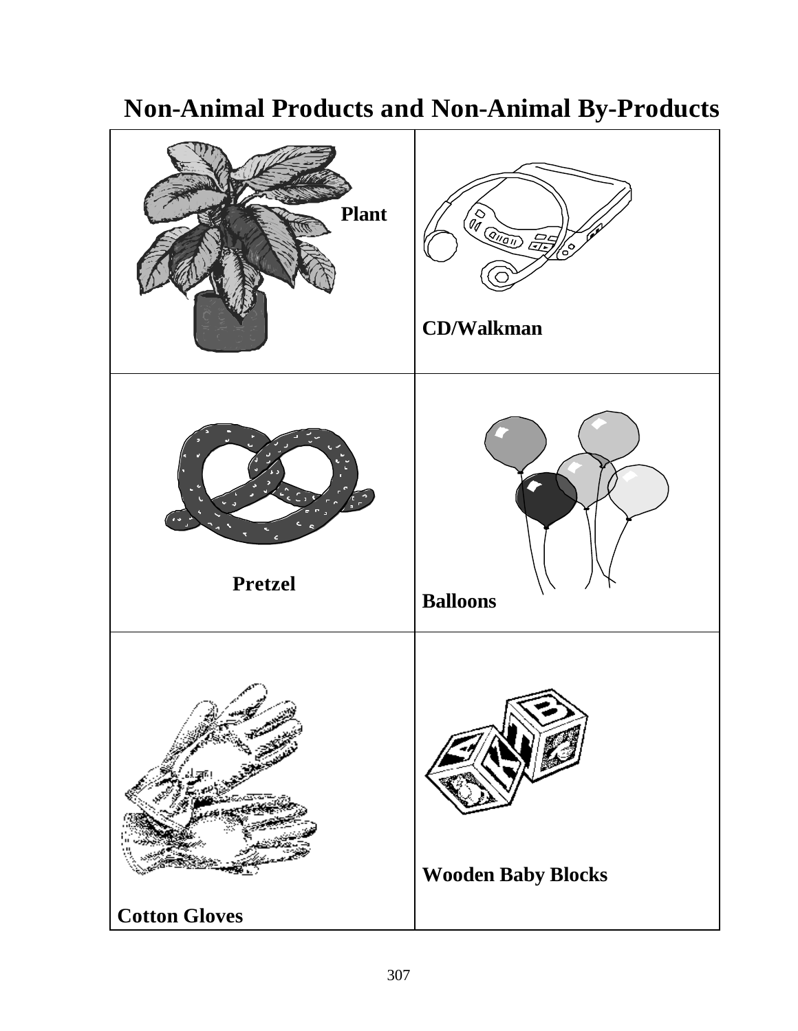# Non-Animal Products and Non-Animal By-Products

| | |
|---|---|
| **Plant** | **CD/Walkman** |
| **Pretzel** | **Balloons** |
| **Cotton Gloves** | **Wooden Baby Blocks** |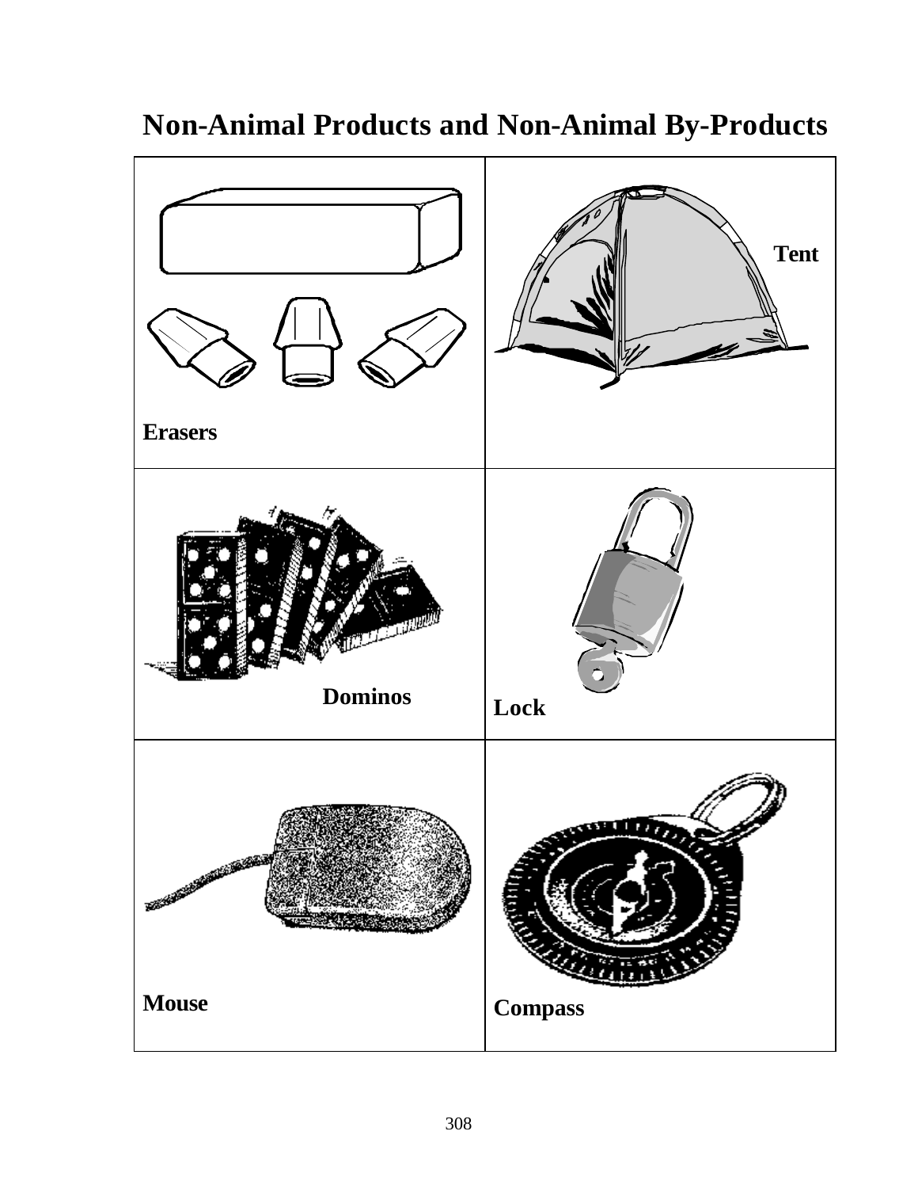# Non-Animal Products and Non-Animal By-Products

| | |
|---|---|
| Erasers | Tent |
| Dominos | Lock |
| Mouse | Compass |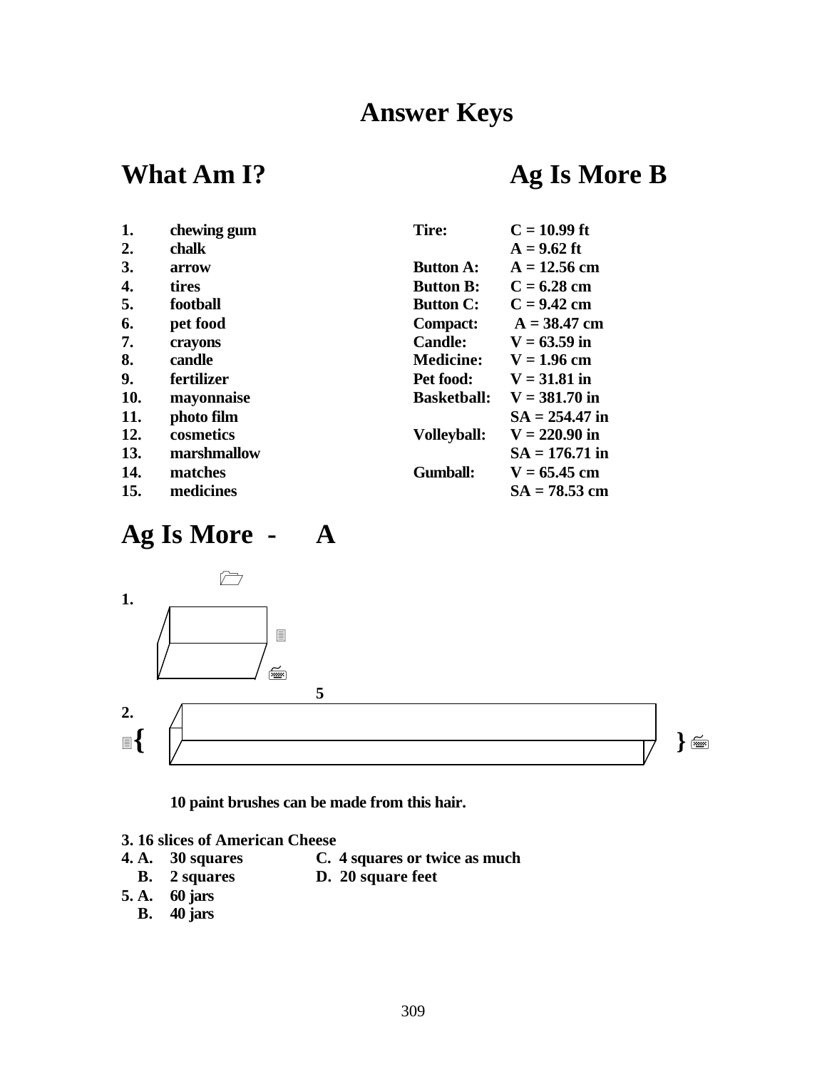# Answer Keys

## What Am I?

1. chewing gum
2. chalk
3. arrow
4. tires
5. football
6. pet food
7. crayons
8. candle
9. fertilizer
10. mayonnaise
11. photo film
12. cosmetics
13. marshmallow
14. matches
15. medicines

## Ag Is More B

| | |
|---|---|
| **Tire:** | C = 10.99 ft |
| | A = 9.62 ft |
| **Button A:** | A = 12.56 cm |
| **Button B:** | C = 6.28 cm |
| **Button C:** | C = 9.42 cm |
| **Compact:** | A = 38.47 cm |
| **Candle:** | V = 63.59 in |
| **Medicine:** | V = 1.96 cm |
| **Pet food:** | V = 31.81 in |
| **Basketball:** | V = 381.70 in |
| | SA = 254.47 in |
| **Volleyball:** | V = 220.90 in |
| | SA = 176.71 in |
| **Gumball:** | V = 65.45 cm |
| | SA = 78.53 cm |

## Ag Is More - A

1.

2. 5

10 paint brushes can be made from this hair.

3. 16 slices of American Cheese

4. A. 30 squares
   B. 2 squares
   C. 4 squares or twice as much
   D. 20 square feet

5. A. 60 jars
   B. 40 jars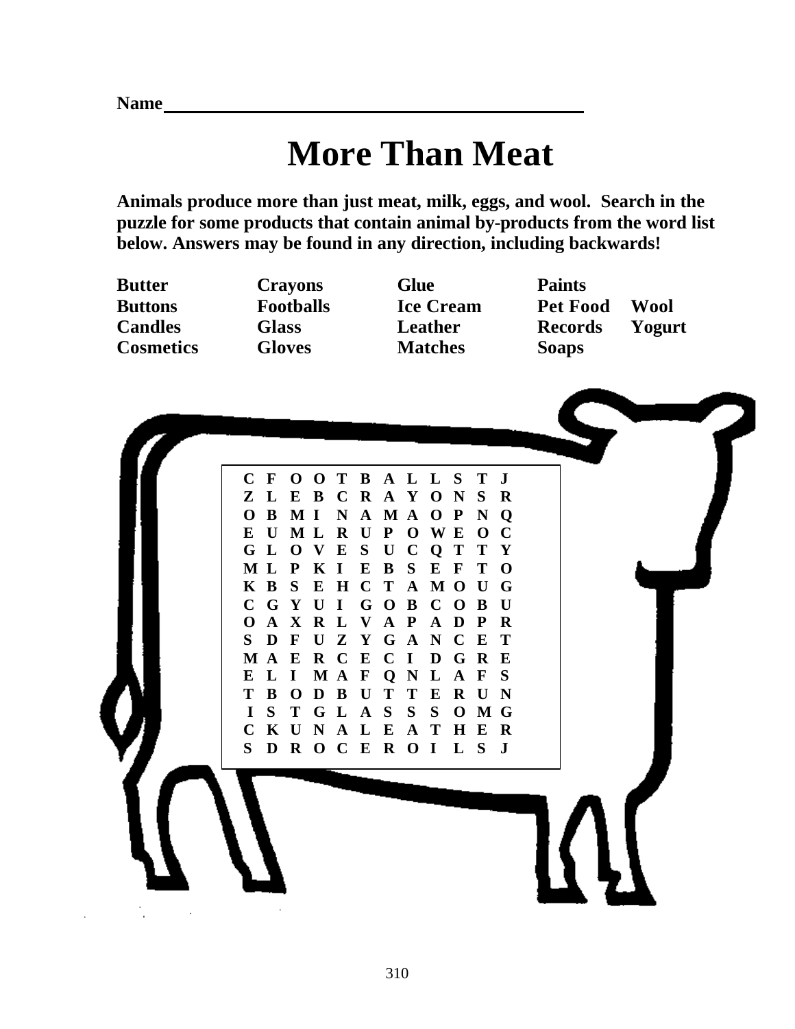Name________________________________________

# More Than Meat

**Animals produce more than just meat, milk, eggs, and wool. Search in the puzzle for some products that contain animal by-products from the word list below. Answers may be found in any direction, including backwards!**

| | | | | |
|---|---|---|---|---|
| **Butter** | **Crayons** | **Glue** | **Paints** | |
| **Buttons** | **Footballs** | **Ice Cream** | **Pet Food** | **Wool** |
| **Candles** | **Glass** | **Leather** | **Records** | **Yogurt** |
| **Cosmetics** | **Gloves** | **Matches** | **Soaps** | |

```
C F O O T B A L L S T J
Z L E B C R A Y O N S R
O B M I N A M A O P N Q
E U M L R U P O W E O C
G L O V E S U C Q T T Y
M L P K I E B S E F T O
K B S E H C T A M O U G
C G Y U I G O B C O B U
O A X R L V A P A D P R
S D F U Z Y G A N C E T
M A E R C E C I D G R E
E L I M A F Q N L A F S
T B O D B U T T E R U N
I S T G L A S S S O M G
C K U N A L E A T H E R
S D R O C E R O I L S J
```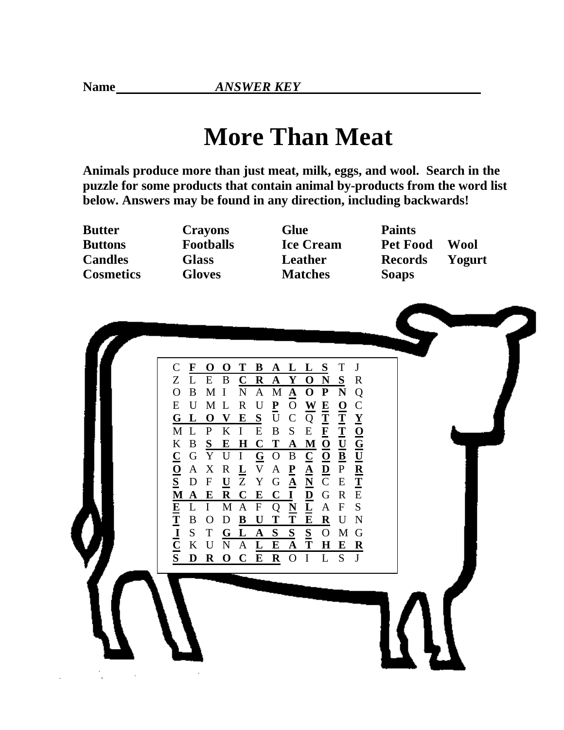**Name** *ANSWER KEY*

# More Than Meat

**Animals produce more than just meat, milk, eggs, and wool. Search in the puzzle for some products that contain animal by-products from the word list below. Answers may be found in any direction, including backwards!**

| | | | | |
|---|---|---|---|---|
| **Butter** | **Crayons** | **Glue** | **Paints** | |
| **Buttons** | **Footballs** | **Ice Cream** | **Pet Food** | **Wool** |
| **Candles** | **Glass** | **Leather** | **Records** | **Yogurt** |
| **Cosmetics** | **Gloves** | **Matches** | **Soaps** | |

```
C F O O T B A L L S T J
Z L E B C R A Y O N S R
O B M I N A M A O P N Q
E U M L R U P O W E O C
G L O V E S U C Q T T Y
M L P K I E B S E F T O
K B S E H C T A M O U G
C G Y U I G O B C O B U
O A X R L V A P A D P R
S D F U Z Y G A N C E T
M A E R C E C I D G R E
E L I M A F Q N L A F S
T B O D B U T T E R U N
I S T G L A S S S O M G
C K U N A L E A T H E R
S D R O C E R O I L S J
```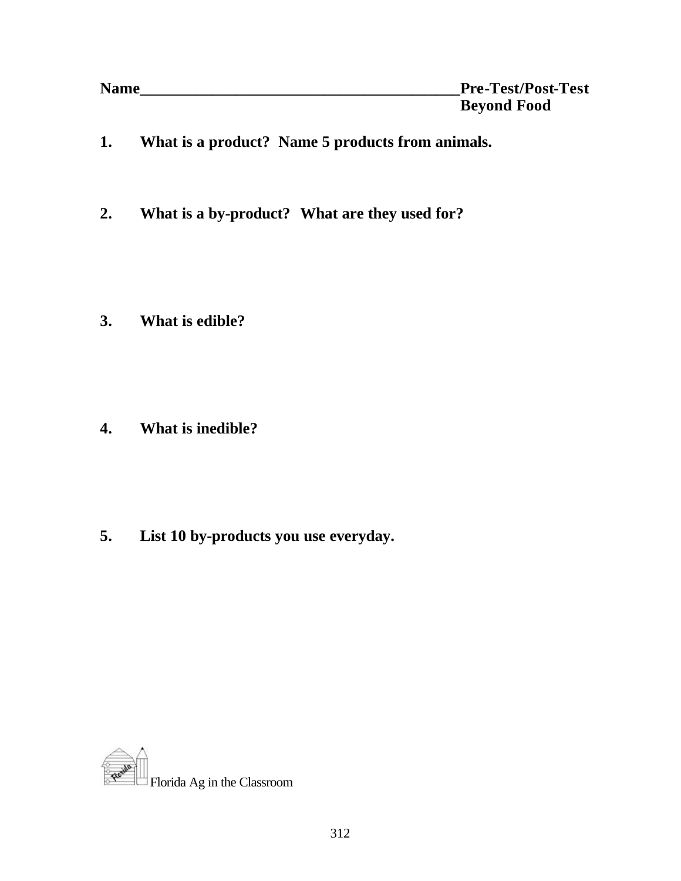**Name________________________________________Pre-Test/Post-Test**
**Beyond Food**

1. **What is a product? Name 5 products from animals.**

2. **What is a by-product? What are they used for?**

3. **What is edible?**

4. **What is inedible?**

5. **List 10 by-products you use everyday.**

Florida Ag in the Classroom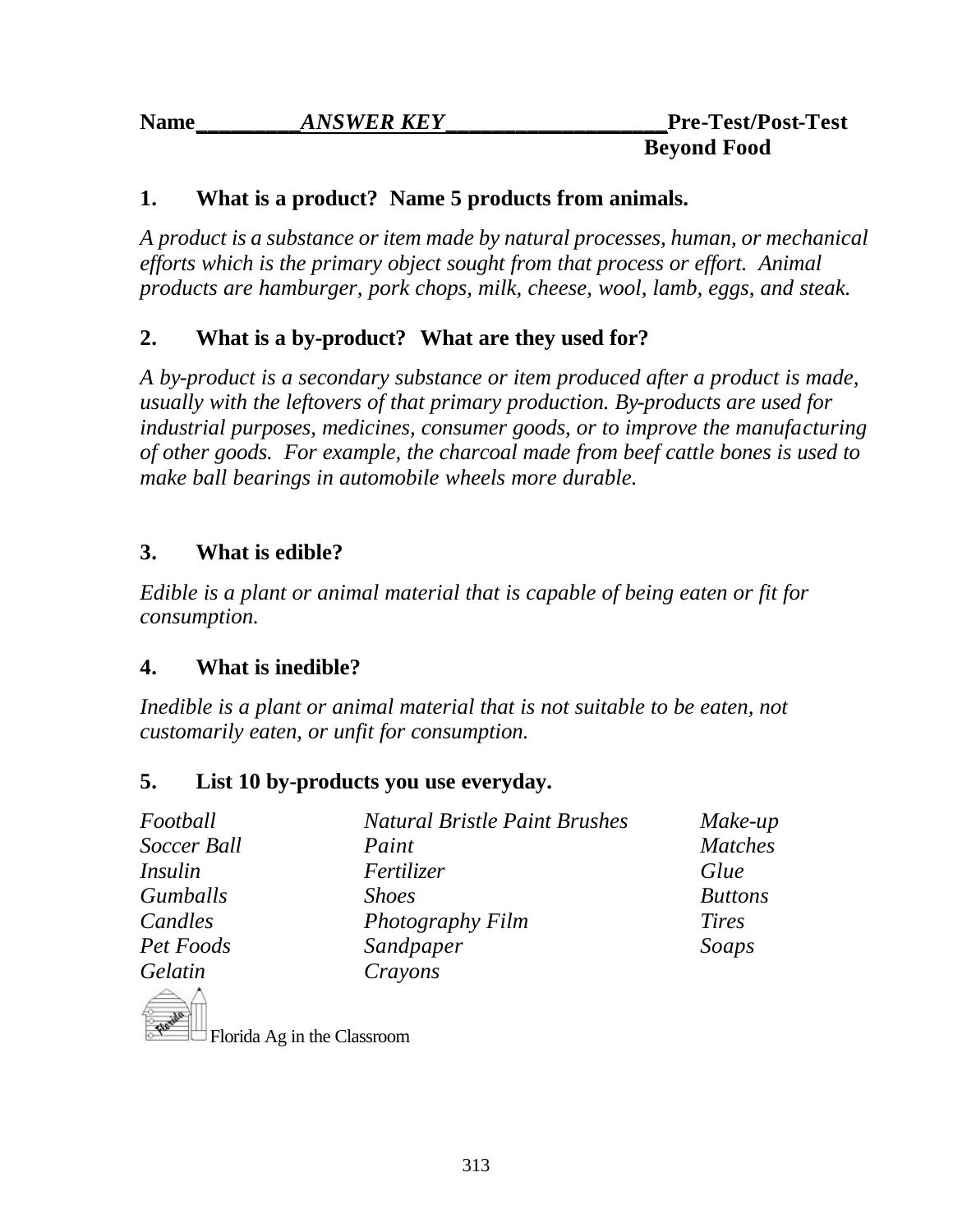Name\_\_\_\_\_\_\_\_\_*ANSWER KEY*\_\_\_\_\_\_\_\_\_\_\_\_\_\_\_\_\_\_\_\_**Pre-Test/Post-Test**
**Beyond Food**

**1. What is a product? Name 5 products from animals.**

*A product is a substance or item made by natural processes, human, or mechanical efforts which is the primary object sought from that process or effort. Animal products are hamburger, pork chops, milk, cheese, wool, lamb, eggs, and steak.*

**2. What is a by-product? What are they used for?**

*A by-product is a secondary substance or item produced after a product is made, usually with the leftovers of that primary production. By-products are used for industrial purposes, medicines, consumer goods, or to improve the manufacturing of other goods. For example, the charcoal made from beef cattle bones is used to make ball bearings in automobile wheels more durable.*

**3. What is edible?**

*Edible is a plant or animal material that is capable of being eaten or fit for consumption.*

**4. What is inedible?**

*Inedible is a plant or animal material that is not suitable to be eaten, not customarily eaten, or unfit for consumption.*

**5. List 10 by-products you use everyday.**

| | | |
|---|---|---|
| *Football* | *Natural Bristle Paint Brushes* | *Make-up* |
| *Soccer Ball* | *Paint* | *Matches* |
| *Insulin* | *Fertilizer* | *Glue* |
| *Gumballs* | *Shoes* | *Buttons* |
| *Candles* | *Photography Film* | *Tires* |
| *Pet Foods* | *Sandpaper* | *Soaps* |
| *Gelatin* | *Crayons* | |

Florida Ag in the Classroom